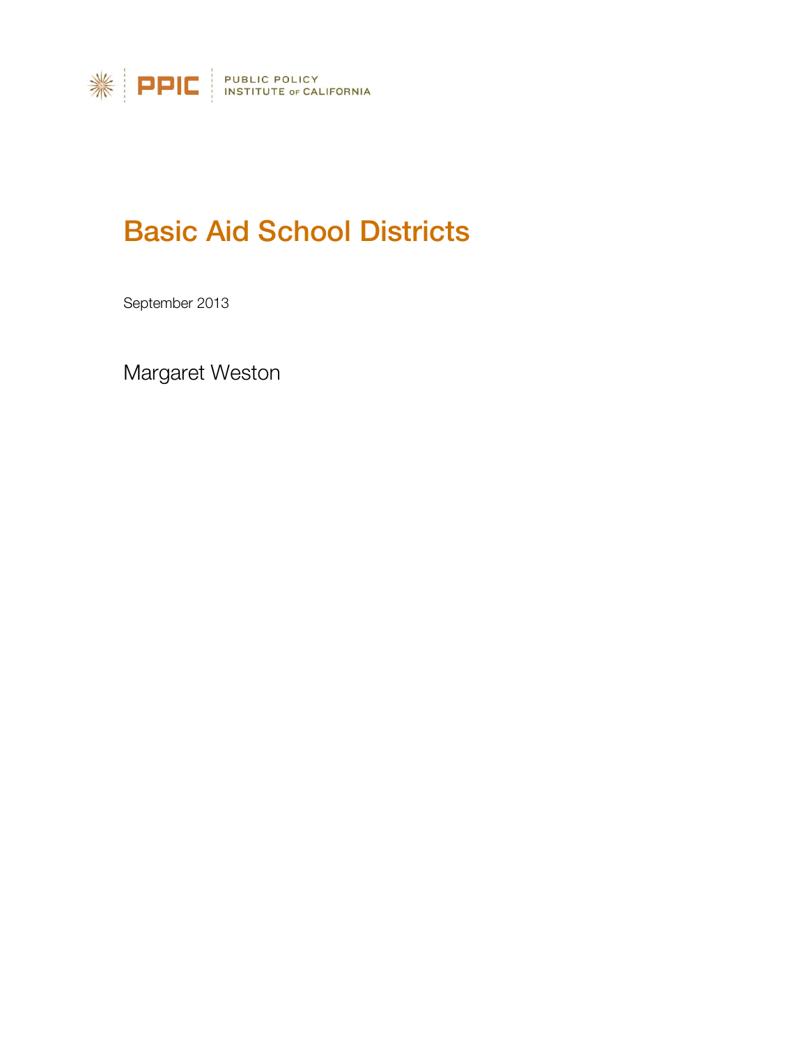PPIC | PUBLIC POLICY INSTITUTE OF CALIFORNIA

# Basic Aid School Districts

September 2013

Margaret Weston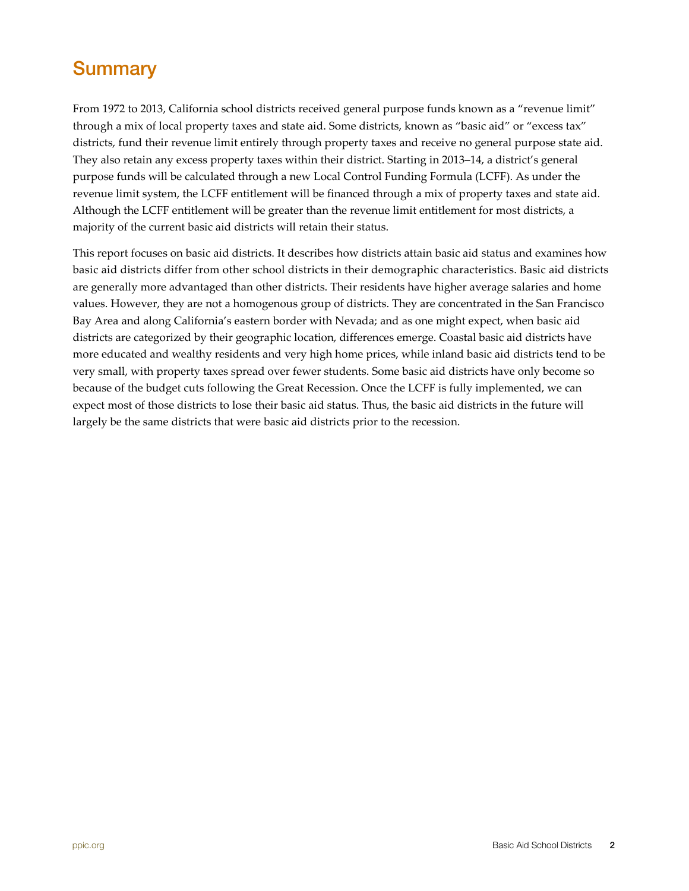## Summary

From 1972 to 2013, California school districts received general purpose funds known as a "revenue limit" through a mix of local property taxes and state aid. Some districts, known as "basic aid" or "excess tax" districts, fund their revenue limit entirely through property taxes and receive no general purpose state aid. They also retain any excess property taxes within their district. Starting in 2013–14, a district's general purpose funds will be calculated through a new Local Control Funding Formula (LCFF). As under the revenue limit system, the LCFF entitlement will be financed through a mix of property taxes and state aid. Although the LCFF entitlement will be greater than the revenue limit entitlement for most districts, a majority of the current basic aid districts will retain their status.

This report focuses on basic aid districts. It describes how districts attain basic aid status and examines how basic aid districts differ from other school districts in their demographic characteristics. Basic aid districts are generally more advantaged than other districts. Their residents have higher average salaries and home values. However, they are not a homogenous group of districts. They are concentrated in the San Francisco Bay Area and along California's eastern border with Nevada; and as one might expect, when basic aid districts are categorized by their geographic location, differences emerge. Coastal basic aid districts have more educated and wealthy residents and very high home prices, while inland basic aid districts tend to be very small, with property taxes spread over fewer students. Some basic aid districts have only become so because of the budget cuts following the Great Recession. Once the LCFF is fully implemented, we can expect most of those districts to lose their basic aid status. Thus, the basic aid districts in the future will largely be the same districts that were basic aid districts prior to the recession.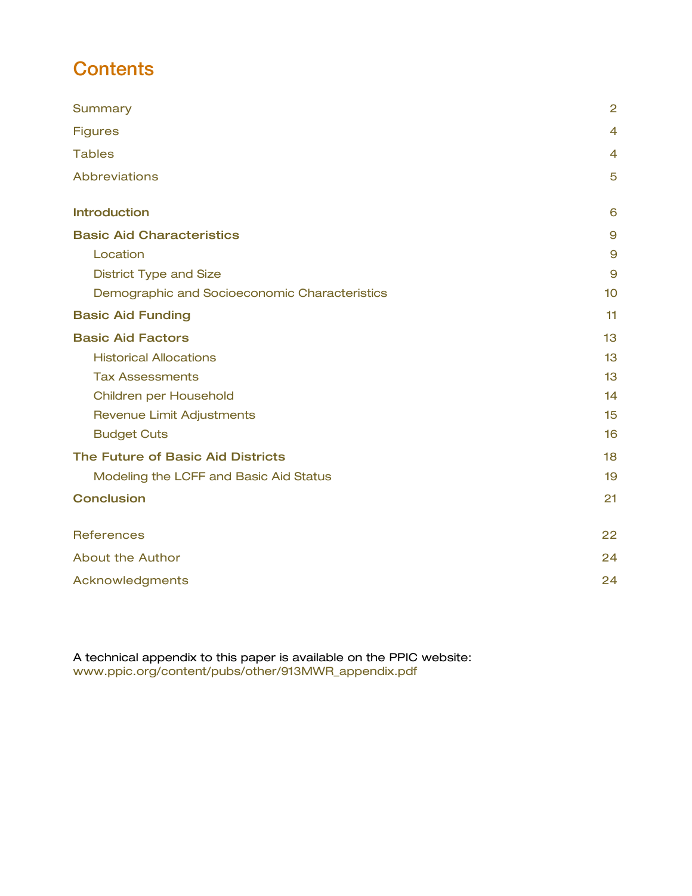# Contents

| | |
|---|---|
| Summary | 2 |
| Figures | 4 |
| Tables | 4 |
| Abbreviations | 5 |
| **Introduction** | 6 |
| **Basic Aid Characteristics** | 9 |
| Location | 9 |
| District Type and Size | 9 |
| Demographic and Socioeconomic Characteristics | 10 |
| **Basic Aid Funding** | 11 |
| **Basic Aid Factors** | 13 |
| Historical Allocations | 13 |
| Tax Assessments | 13 |
| Children per Household | 14 |
| Revenue Limit Adjustments | 15 |
| Budget Cuts | 16 |
| **The Future of Basic Aid Districts** | 18 |
| Modeling the LCFF and Basic Aid Status | 19 |
| **Conclusion** | 21 |
| References | 22 |
| About the Author | 24 |
| Acknowledgments | 24 |

A technical appendix to this paper is available on the PPIC website:
www.ppic.org/content/pubs/other/913MWR_appendix.pdf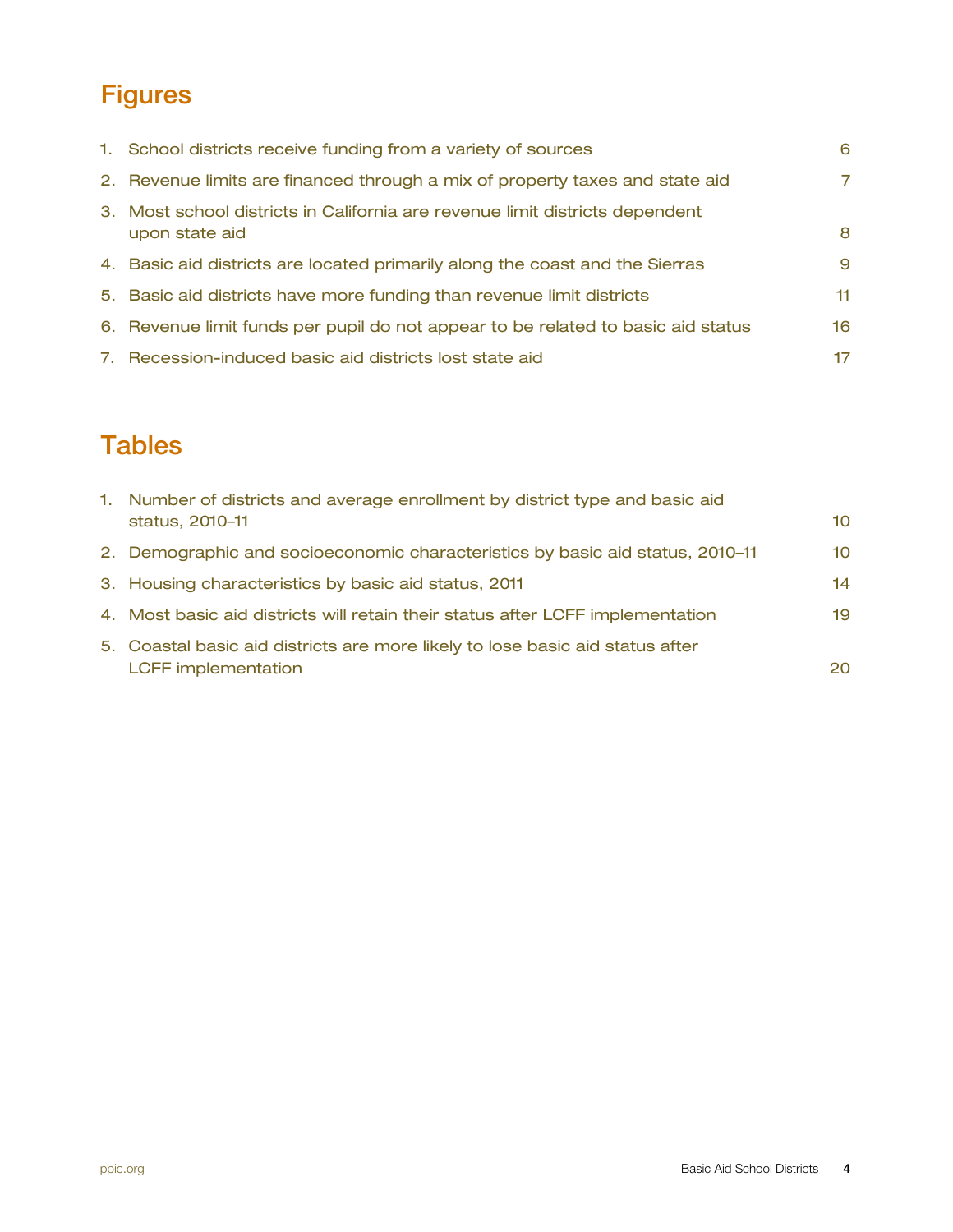# Figures

1. School districts receive funding from a variety of sources 6
2. Revenue limits are financed through a mix of property taxes and state aid 7
3. Most school districts in California are revenue limit districts dependent upon state aid 8
4. Basic aid districts are located primarily along the coast and the Sierras 9
5. Basic aid districts have more funding than revenue limit districts 11
6. Revenue limit funds per pupil do not appear to be related to basic aid status 16
7. Recession-induced basic aid districts lost state aid 17

# Tables

1. Number of districts and average enrollment by district type and basic aid status, 2010–11 10
2. Demographic and socioeconomic characteristics by basic aid status, 2010–11 10
3. Housing characteristics by basic aid status, 2011 14
4. Most basic aid districts will retain their status after LCFF implementation 19
5. Coastal basic aid districts are more likely to lose basic aid status after LCFF implementation 20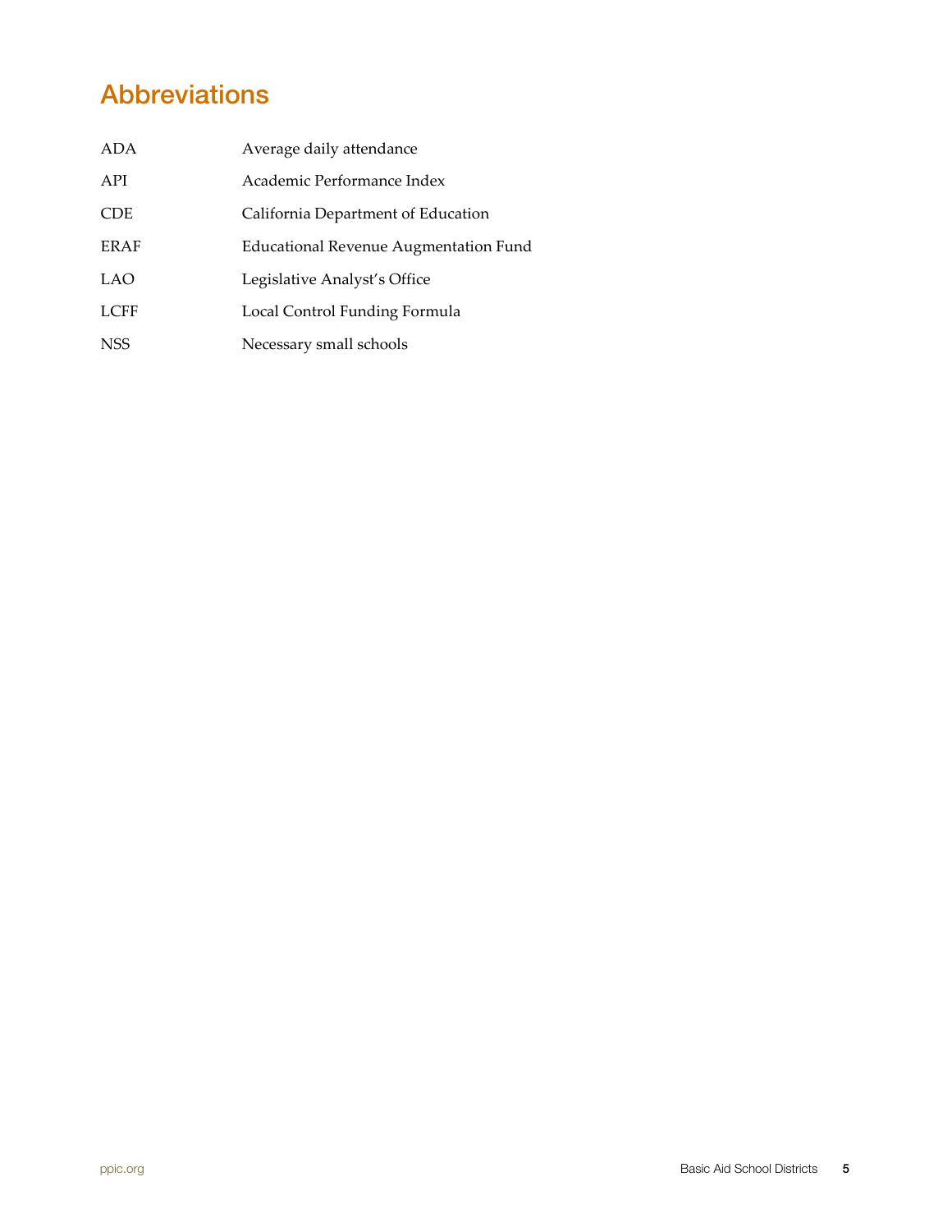# Abbreviations

| | |
|---|---|
| ADA | Average daily attendance |
| API | Academic Performance Index |
| CDE | California Department of Education |
| ERAF | Educational Revenue Augmentation Fund |
| LAO | Legislative Analyst's Office |
| LCFF | Local Control Funding Formula |
| NSS | Necessary small schools |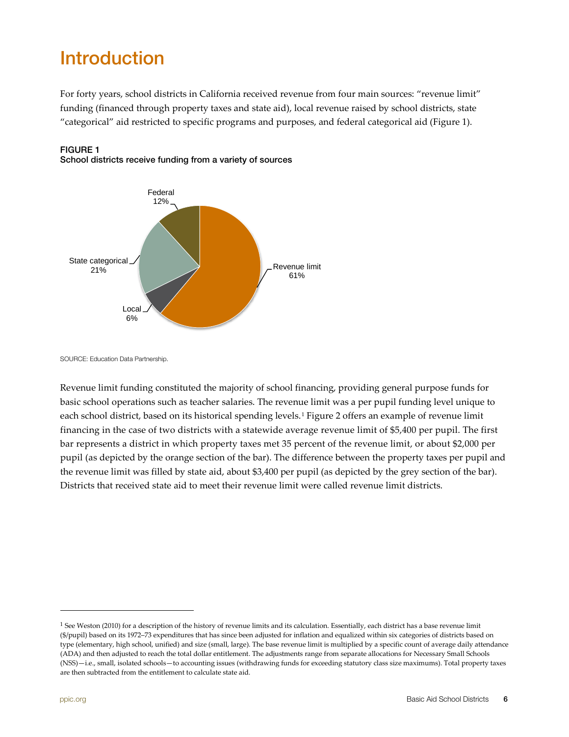# Introduction

For forty years, school districts in California received revenue from four main sources: "revenue limit" funding (financed through property taxes and state aid), local revenue raised by school districts, state "categorical" aid restricted to specific programs and purposes, and federal categorical aid (Figure 1).

**FIGURE 1**
**School districts receive funding from a variety of sources**

Federal 12%

State categorical 21%

Local 6%

Revenue limit 61%

SOURCE: Education Data Partnership.

Revenue limit funding constituted the majority of school financing, providing general purpose funds for basic school operations such as teacher salaries. The revenue limit was a per pupil funding level unique to each school district, based on its historical spending levels.[1] Figure 2 offers an example of revenue limit financing in the case of two districts with a statewide average revenue limit of $5,400 per pupil. The first bar represents a district in which property taxes met 35 percent of the revenue limit, or about $2,000 per pupil (as depicted by the orange section of the bar). The difference between the property taxes per pupil and the revenue limit was filled by state aid, about $3,400 per pupil (as depicted by the grey section of the bar). Districts that received state aid to meet their revenue limit were called revenue limit districts.

---

[1] See Weston (2010) for a description of the history of revenue limits and its calculation. Essentially, each district has a base revenue limit ($/pupil) based on its 1972–73 expenditures that has since been adjusted for inflation and equalized within six categories of districts based on type (elementary, high school, unified) and size (small, large). The base revenue limit is multiplied by a specific count of average daily attendance (ADA) and then adjusted to reach the total dollar entitlement. The adjustments range from separate allocations for Necessary Small Schools (NSS)—i.e., small, isolated schools—to accounting issues (withdrawing funds for exceeding statutory class size maximums). Total property taxes are then subtracted from the entitlement to calculate state aid.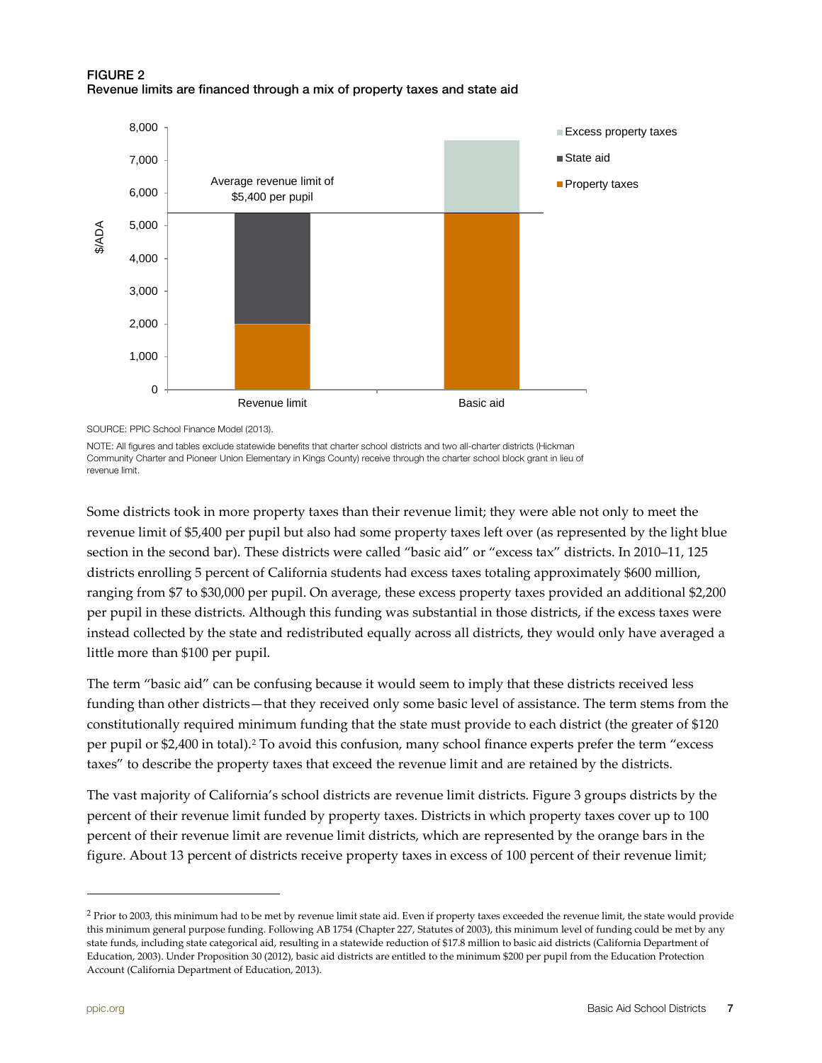**FIGURE 2**
**Revenue limits are financed through a mix of property taxes and state aid**

SOURCE: PPIC School Finance Model (2013).

NOTE: All figures and tables exclude statewide benefits that charter school districts and two all-charter districts (Hickman Community Charter and Pioneer Union Elementary in Kings County) receive through the charter school block grant in lieu of revenue limit.

Some districts took in more property taxes than their revenue limit; they were able not only to meet the revenue limit of $5,400 per pupil but also had some property taxes left over (as represented by the light blue section in the second bar). These districts were called "basic aid" or "excess tax" districts. In 2010–11, 125 districts enrolling 5 percent of California students had excess taxes totaling approximately $600 million, ranging from $7 to $30,000 per pupil. On average, these excess property taxes provided an additional $2,200 per pupil in these districts. Although this funding was substantial in those districts, if the excess taxes were instead collected by the state and redistributed equally across all districts, they would only have averaged a little more than $100 per pupil.

The term "basic aid" can be confusing because it would seem to imply that these districts received less funding than other districts—that they received only some basic level of assistance. The term stems from the constitutionally required minimum funding that the state must provide to each district (the greater of $120 per pupil or $2,400 in total).[2] To avoid this confusion, many school finance experts prefer the term "excess taxes" to describe the property taxes that exceed the revenue limit and are retained by the districts.

The vast majority of California's school districts are revenue limit districts. Figure 3 groups districts by the percent of their revenue limit funded by property taxes. Districts in which property taxes cover up to 100 percent of their revenue limit are revenue limit districts, which are represented by the orange bars in the figure. About 13 percent of districts receive property taxes in excess of 100 percent of their revenue limit;

---

[2] Prior to 2003, this minimum had to be met by revenue limit state aid. Even if property taxes exceeded the revenue limit, the state would provide this minimum general purpose funding. Following AB 1754 (Chapter 227, Statutes of 2003), this minimum level of funding could be met by any state funds, including state categorical aid, resulting in a statewide reduction of $17.8 million to basic aid districts (California Department of Education, 2003). Under Proposition 30 (2012), basic aid districts are entitled to the minimum $200 per pupil from the Education Protection Account (California Department of Education, 2013).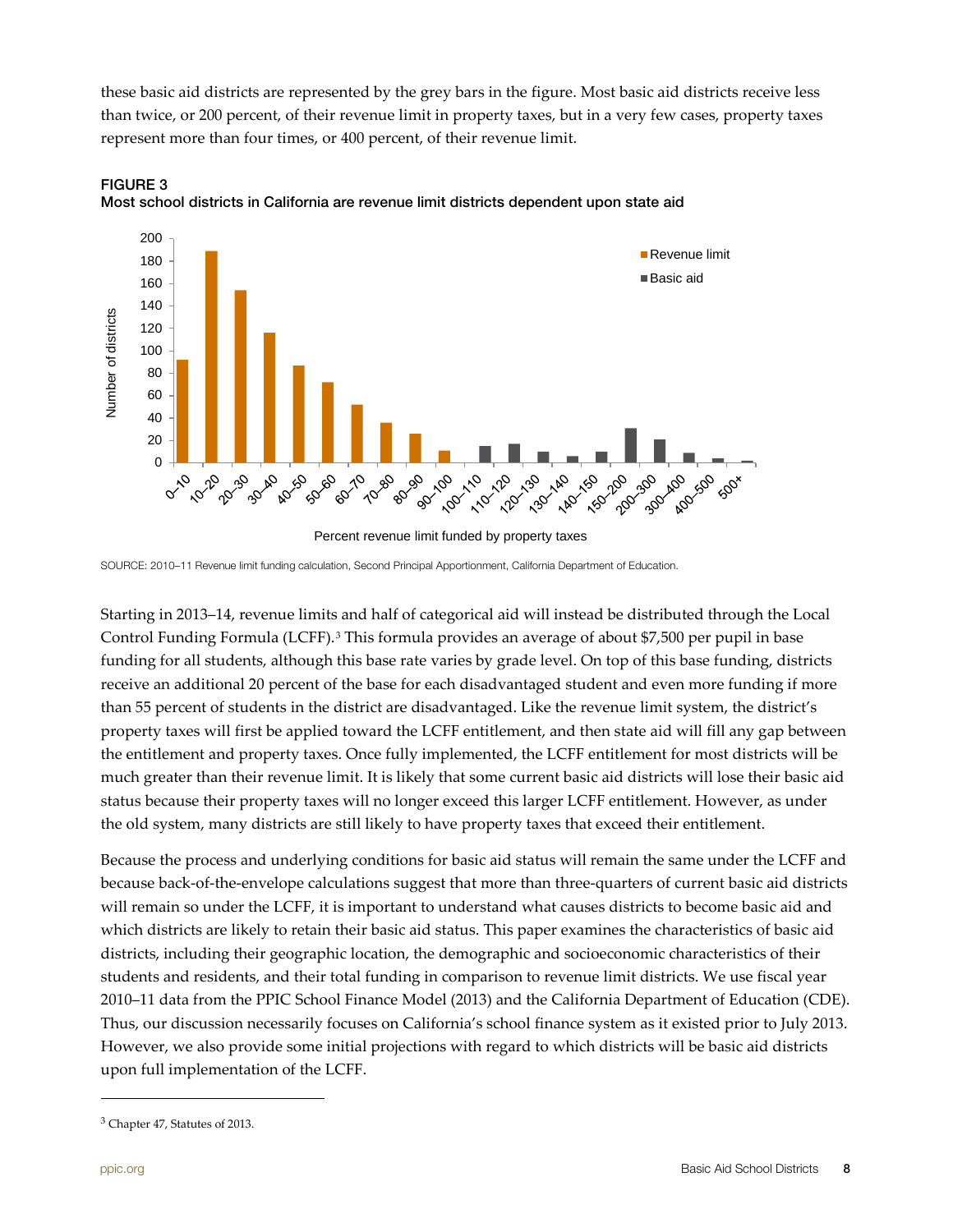these basic aid districts are represented by the grey bars in the figure. Most basic aid districts receive less than twice, or 200 percent, of their revenue limit in property taxes, but in a very few cases, property taxes represent more than four times, or 400 percent, of their revenue limit.

**FIGURE 3**
**Most school districts in California are revenue limit districts dependent upon state aid**

SOURCE: 2010–11 Revenue limit funding calculation, Second Principal Apportionment, California Department of Education.

Starting in 2013–14, revenue limits and half of categorical aid will instead be distributed through the Local Control Funding Formula (LCFF).[3] This formula provides an average of about $7,500 per pupil in base funding for all students, although this base rate varies by grade level. On top of this base funding, districts receive an additional 20 percent of the base for each disadvantaged student and even more funding if more than 55 percent of students in the district are disadvantaged. Like the revenue limit system, the district's property taxes will first be applied toward the LCFF entitlement, and then state aid will fill any gap between the entitlement and property taxes. Once fully implemented, the LCFF entitlement for most districts will be much greater than their revenue limit. It is likely that some current basic aid districts will lose their basic aid status because their property taxes will no longer exceed this larger LCFF entitlement. However, as under the old system, many districts are still likely to have property taxes that exceed their entitlement.

Because the process and underlying conditions for basic aid status will remain the same under the LCFF and because back-of-the-envelope calculations suggest that more than three-quarters of current basic aid districts will remain so under the LCFF, it is important to understand what causes districts to become basic aid and which districts are likely to retain their basic aid status. This paper examines the characteristics of basic aid districts, including their geographic location, the demographic and socioeconomic characteristics of their students and residents, and their total funding in comparison to revenue limit districts. We use fiscal year 2010–11 data from the PPIC School Finance Model (2013) and the California Department of Education (CDE). Thus, our discussion necessarily focuses on California's school finance system as it existed prior to July 2013. However, we also provide some initial projections with regard to which districts will be basic aid districts upon full implementation of the LCFF.

---

[3] Chapter 47, Statutes of 2013.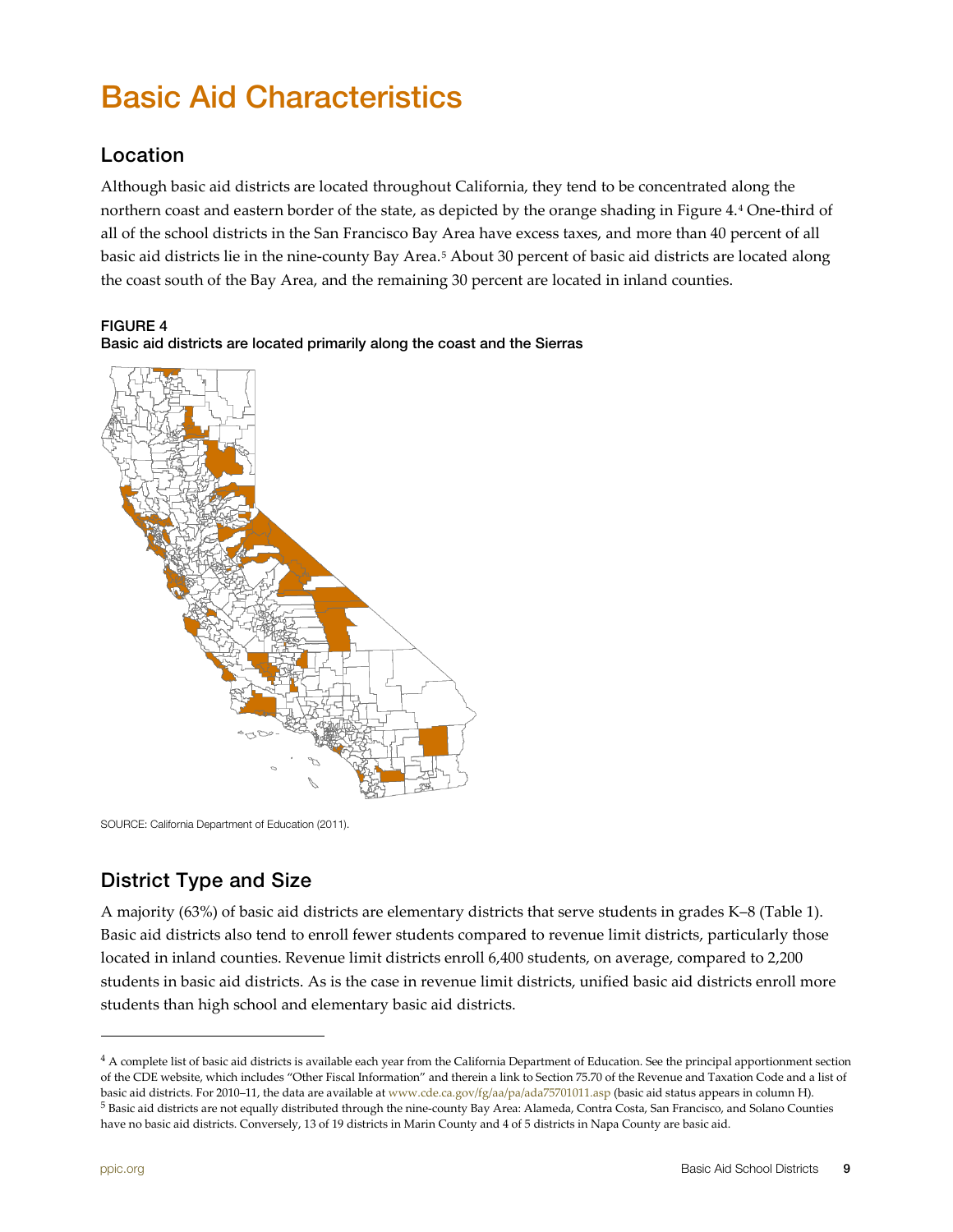# Basic Aid Characteristics

## Location

Although basic aid districts are located throughout California, they tend to be concentrated along the northern coast and eastern border of the state, as depicted by the orange shading in Figure 4.[4] One-third of all of the school districts in the San Francisco Bay Area have excess taxes, and more than 40 percent of all basic aid districts lie in the nine-county Bay Area.[5] About 30 percent of basic aid districts are located along the coast south of the Bay Area, and the remaining 30 percent are located in inland counties.

**FIGURE 4**
**Basic aid districts are located primarily along the coast and the Sierras**

SOURCE: California Department of Education (2011).

## District Type and Size

A majority (63%) of basic aid districts are elementary districts that serve students in grades K–8 (Table 1). Basic aid districts also tend to enroll fewer students compared to revenue limit districts, particularly those located in inland counties. Revenue limit districts enroll 6,400 students, on average, compared to 2,200 students in basic aid districts. As is the case in revenue limit districts, unified basic aid districts enroll more students than high school and elementary basic aid districts.

---

[4] A complete list of basic aid districts is available each year from the California Department of Education. See the principal apportionment section of the CDE website, which includes "Other Fiscal Information" and therein a link to Section 75.70 of the Revenue and Taxation Code and a list of basic aid districts. For 2010–11, the data are available at www.cde.ca.gov/fg/aa/pa/ada75701011.asp (basic aid status appears in column H).

[5] Basic aid districts are not equally distributed through the nine-county Bay Area: Alameda, Contra Costa, San Francisco, and Solano Counties have no basic aid districts. Conversely, 13 of 19 districts in Marin County and 4 of 5 districts in Napa County are basic aid.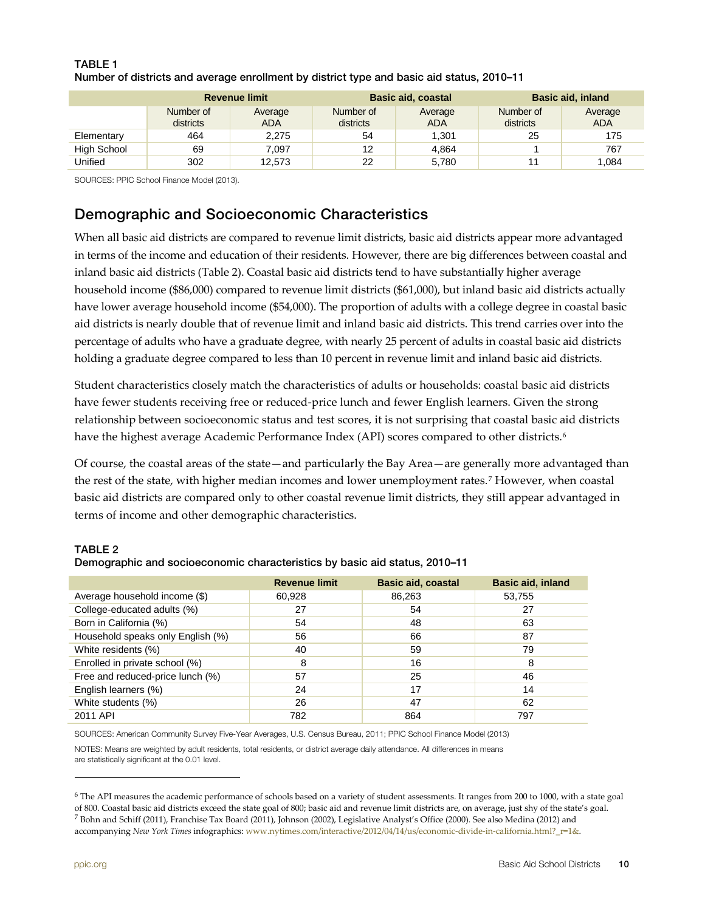**TABLE 1**
**Number of districts and average enrollment by district type and basic aid status, 2010–11**

| | Revenue limit | | Basic aid, coastal | | Basic aid, inland | |
|---|---|---|---|---|---|---|
| | Number of districts | Average ADA | Number of districts | Average ADA | Number of districts | Average ADA |
| Elementary | 464 | 2,275 | 54 | 1,301 | 25 | 175 |
| High School | 69 | 7,097 | 12 | 4,864 | 1 | 767 |
| Unified | 302 | 12,573 | 22 | 5,780 | 11 | 1,084 |

SOURCES: PPIC School Finance Model (2013).

## Demographic and Socioeconomic Characteristics

When all basic aid districts are compared to revenue limit districts, basic aid districts appear more advantaged in terms of the income and education of their residents. However, there are big differences between coastal and inland basic aid districts (Table 2). Coastal basic aid districts tend to have substantially higher average household income ($86,000) compared to revenue limit districts ($61,000), but inland basic aid districts actually have lower average household income ($54,000). The proportion of adults with a college degree in coastal basic aid districts is nearly double that of revenue limit and inland basic aid districts. This trend carries over into the percentage of adults who have a graduate degree, with nearly 25 percent of adults in coastal basic aid districts holding a graduate degree compared to less than 10 percent in revenue limit and inland basic aid districts.

Student characteristics closely match the characteristics of adults or households: coastal basic aid districts have fewer students receiving free or reduced-price lunch and fewer English learners. Given the strong relationship between socioeconomic status and test scores, it is not surprising that coastal basic aid districts have the highest average Academic Performance Index (API) scores compared to other districts.[6]

Of course, the coastal areas of the state—and particularly the Bay Area—are generally more advantaged than the rest of the state, with higher median incomes and lower unemployment rates.[7] However, when coastal basic aid districts are compared only to other coastal revenue limit districts, they still appear advantaged in terms of income and other demographic characteristics.

**TABLE 2**
**Demographic and socioeconomic characteristics by basic aid status, 2010–11**

| | Revenue limit | Basic aid, coastal | Basic aid, inland |
|---|---|---|---|
| Average household income ($) | 60,928 | 86,263 | 53,755 |
| College-educated adults (%) | 27 | 54 | 27 |
| Born in California (%) | 54 | 48 | 63 |
| Household speaks only English (%) | 56 | 66 | 87 |
| White residents (%) | 40 | 59 | 79 |
| Enrolled in private school (%) | 8 | 16 | 8 |
| Free and reduced-price lunch (%) | 57 | 25 | 46 |
| English learners (%) | 24 | 17 | 14 |
| White students (%) | 26 | 47 | 62 |
| 2011 API | 782 | 864 | 797 |

SOURCES: American Community Survey Five-Year Averages, U.S. Census Bureau, 2011; PPIC School Finance Model (2013)

NOTES: Means are weighted by adult residents, total residents, or district average daily attendance. All differences in means are statistically significant at the 0.01 level.

---

[6] The API measures the academic performance of schools based on a variety of student assessments. It ranges from 200 to 1000, with a state goal of 800. Coastal basic aid districts exceed the state goal of 800; basic aid and revenue limit districts are, on average, just shy of the state's goal.

[7] Bohn and Schiff (2011), Franchise Tax Board (2011), Johnson (2002), Legislative Analyst's Office (2000). See also Medina (2012) and accompanying *New York Times* infographics: www.nytimes.com/interactive/2012/04/14/us/economic-divide-in-california.html?_r=1&.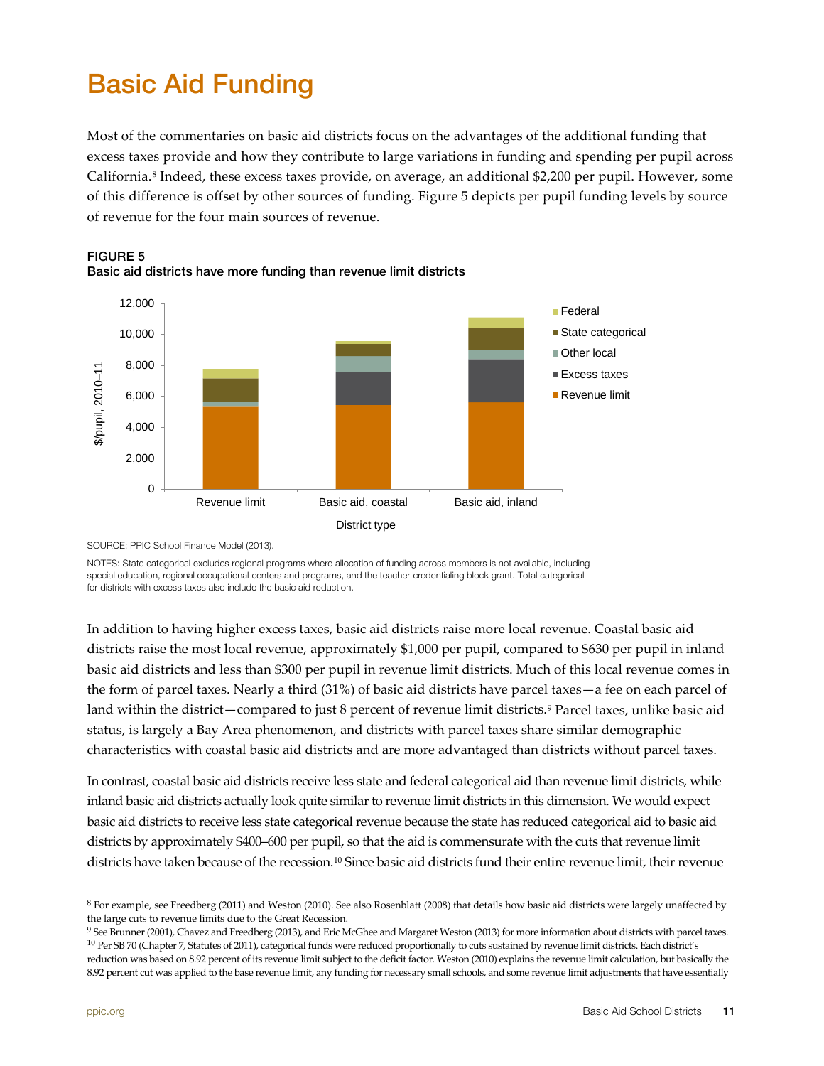# Basic Aid Funding

Most of the commentaries on basic aid districts focus on the advantages of the additional funding that excess taxes provide and how they contribute to large variations in funding and spending per pupil across California.[8] Indeed, these excess taxes provide, on average, an additional $2,200 per pupil. However, some of this difference is offset by other sources of funding. Figure 5 depicts per pupil funding levels by source of revenue for the four main sources of revenue.

**FIGURE 5**
**Basic aid districts have more funding than revenue limit districts**

SOURCE: PPIC School Finance Model (2013).

NOTES: State categorical excludes regional programs where allocation of funding across members is not available, including special education, regional occupational centers and programs, and the teacher credentialing block grant. Total categorical for districts with excess taxes also include the basic aid reduction.

In addition to having higher excess taxes, basic aid districts raise more local revenue. Coastal basic aid districts raise the most local revenue, approximately $1,000 per pupil, compared to $630 per pupil in inland basic aid districts and less than $300 per pupil in revenue limit districts. Much of this local revenue comes in the form of parcel taxes. Nearly a third (31%) of basic aid districts have parcel taxes—a fee on each parcel of land within the district—compared to just 8 percent of revenue limit districts.[9] Parcel taxes, unlike basic aid status, is largely a Bay Area phenomenon, and districts with parcel taxes share similar demographic characteristics with coastal basic aid districts and are more advantaged than districts without parcel taxes.

In contrast, coastal basic aid districts receive less state and federal categorical aid than revenue limit districts, while inland basic aid districts actually look quite similar to revenue limit districts in this dimension. We would expect basic aid districts to receive less state categorical revenue because the state has reduced categorical aid to basic aid districts by approximately $400–600 per pupil, so that the aid is commensurate with the cuts that revenue limit districts have taken because of the recession.[10] Since basic aid districts fund their entire revenue limit, their revenue

---

[8] For example, see Freedberg (2011) and Weston (2010). See also Rosenblatt (2008) that details how basic aid districts were largely unaffected by the large cuts to revenue limits due to the Great Recession.

[9] See Brunner (2001), Chavez and Freedberg (2013), and Eric McGhee and Margaret Weston (2013) for more information about districts with parcel taxes.

[10] Per SB 70 (Chapter 7, Statutes of 2011), categorical funds were reduced proportionally to cuts sustained by revenue limit districts. Each district's reduction was based on 8.92 percent of its revenue limit subject to the deficit factor. Weston (2010) explains the revenue limit calculation, but basically the 8.92 percent cut was applied to the base revenue limit, any funding for necessary small schools, and some revenue limit adjustments that have essentially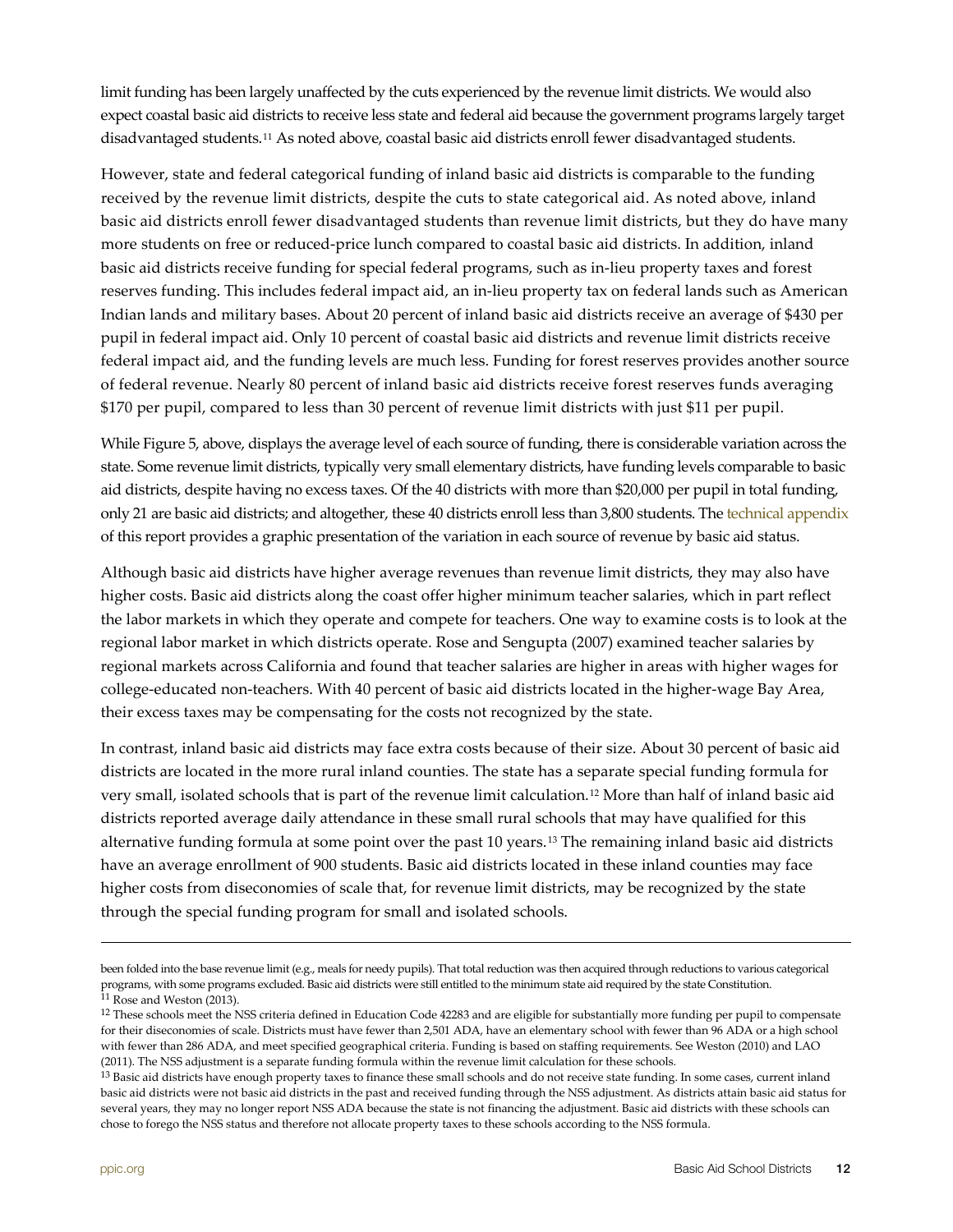limit funding has been largely unaffected by the cuts experienced by the revenue limit districts. We would also expect coastal basic aid districts to receive less state and federal aid because the government programs largely target disadvantaged students.[11] As noted above, coastal basic aid districts enroll fewer disadvantaged students.

However, state and federal categorical funding of inland basic aid districts is comparable to the funding received by the revenue limit districts, despite the cuts to state categorical aid. As noted above, inland basic aid districts enroll fewer disadvantaged students than revenue limit districts, but they do have many more students on free or reduced-price lunch compared to coastal basic aid districts. In addition, inland basic aid districts receive funding for special federal programs, such as in-lieu property taxes and forest reserves funding. This includes federal impact aid, an in-lieu property tax on federal lands such as American Indian lands and military bases. About 20 percent of inland basic aid districts receive an average of $430 per pupil in federal impact aid. Only 10 percent of coastal basic aid districts and revenue limit districts receive federal impact aid, and the funding levels are much less. Funding for forest reserves provides another source of federal revenue. Nearly 80 percent of inland basic aid districts receive forest reserves funds averaging $170 per pupil, compared to less than 30 percent of revenue limit districts with just $11 per pupil.

While Figure 5, above, displays the average level of each source of funding, there is considerable variation across the state. Some revenue limit districts, typically very small elementary districts, have funding levels comparable to basic aid districts, despite having no excess taxes. Of the 40 districts with more than $20,000 per pupil in total funding, only 21 are basic aid districts; and altogether, these 40 districts enroll less than 3,800 students. The technical appendix of this report provides a graphic presentation of the variation in each source of revenue by basic aid status.

Although basic aid districts have higher average revenues than revenue limit districts, they may also have higher costs. Basic aid districts along the coast offer higher minimum teacher salaries, which in part reflect the labor markets in which they operate and compete for teachers. One way to examine costs is to look at the regional labor market in which districts operate. Rose and Sengupta (2007) examined teacher salaries by regional markets across California and found that teacher salaries are higher in areas with higher wages for college-educated non-teachers. With 40 percent of basic aid districts located in the higher-wage Bay Area, their excess taxes may be compensating for the costs not recognized by the state.

In contrast, inland basic aid districts may face extra costs because of their size. About 30 percent of basic aid districts are located in the more rural inland counties. The state has a separate special funding formula for very small, isolated schools that is part of the revenue limit calculation.[12] More than half of inland basic aid districts reported average daily attendance in these small rural schools that may have qualified for this alternative funding formula at some point over the past 10 years.[13] The remaining inland basic aid districts have an average enrollment of 900 students. Basic aid districts located in these inland counties may face higher costs from diseconomies of scale that, for revenue limit districts, may be recognized by the state through the special funding program for small and isolated schools.

---

been folded into the base revenue limit (e.g., meals for needy pupils). That total reduction was then acquired through reductions to various categorical programs, with some programs excluded. Basic aid districts were still entitled to the minimum state aid required by the state Constitution.

[11] Rose and Weston (2013).

[12] These schools meet the NSS criteria defined in Education Code 42283 and are eligible for substantially more funding per pupil to compensate for their diseconomies of scale. Districts must have fewer than 2,501 ADA, have an elementary school with fewer than 96 ADA or a high school with fewer than 286 ADA, and meet specified geographical criteria. Funding is based on staffing requirements. See Weston (2010) and LAO (2011). The NSS adjustment is a separate funding formula within the revenue limit calculation for these schools.

[13] Basic aid districts have enough property taxes to finance these small schools and do not receive state funding. In some cases, current inland basic aid districts were not basic aid districts in the past and received funding through the NSS adjustment. As districts attain basic aid status for several years, they may no longer report NSS ADA because the state is not financing the adjustment. Basic aid districts with these schools can chose to forego the NSS status and therefore not allocate property taxes to these schools according to the NSS formula.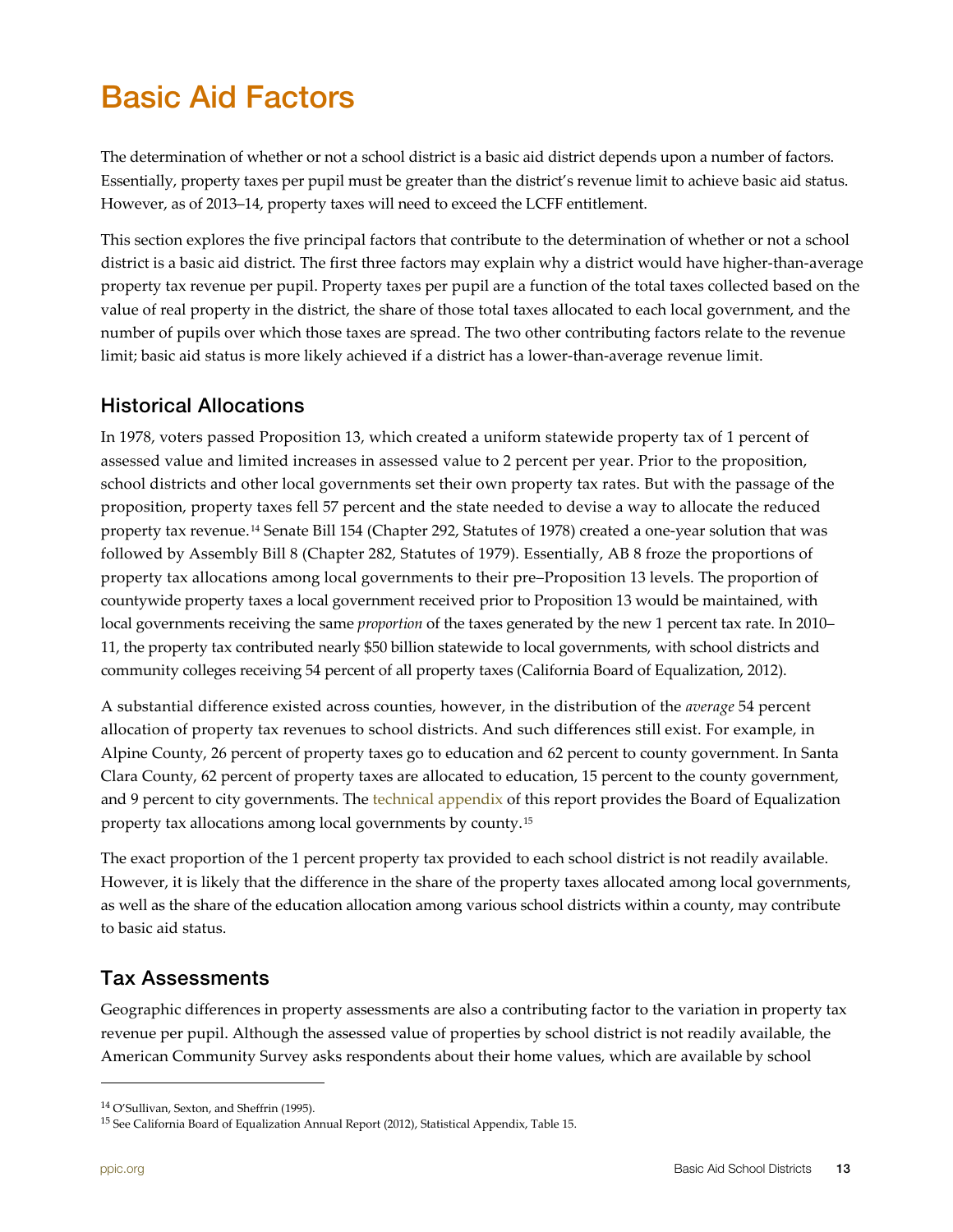# Basic Aid Factors

The determination of whether or not a school district is a basic aid district depends upon a number of factors. Essentially, property taxes per pupil must be greater than the district's revenue limit to achieve basic aid status. However, as of 2013–14, property taxes will need to exceed the LCFF entitlement.

This section explores the five principal factors that contribute to the determination of whether or not a school district is a basic aid district. The first three factors may explain why a district would have higher-than-average property tax revenue per pupil. Property taxes per pupil are a function of the total taxes collected based on the value of real property in the district, the share of those total taxes allocated to each local government, and the number of pupils over which those taxes are spread. The two other contributing factors relate to the revenue limit; basic aid status is more likely achieved if a district has a lower-than-average revenue limit.

## Historical Allocations

In 1978, voters passed Proposition 13, which created a uniform statewide property tax of 1 percent of assessed value and limited increases in assessed value to 2 percent per year. Prior to the proposition, school districts and other local governments set their own property tax rates. But with the passage of the proposition, property taxes fell 57 percent and the state needed to devise a way to allocate the reduced property tax revenue.[14] Senate Bill 154 (Chapter 292, Statutes of 1978) created a one-year solution that was followed by Assembly Bill 8 (Chapter 282, Statutes of 1979). Essentially, AB 8 froze the proportions of property tax allocations among local governments to their pre–Proposition 13 levels. The proportion of countywide property taxes a local government received prior to Proposition 13 would be maintained, with local governments receiving the same *proportion* of the taxes generated by the new 1 percent tax rate. In 2010–11, the property tax contributed nearly $50 billion statewide to local governments, with school districts and community colleges receiving 54 percent of all property taxes (California Board of Equalization, 2012).

A substantial difference existed across counties, however, in the distribution of the *average* 54 percent allocation of property tax revenues to school districts. And such differences still exist. For example, in Alpine County, 26 percent of property taxes go to education and 62 percent to county government. In Santa Clara County, 62 percent of property taxes are allocated to education, 15 percent to the county government, and 9 percent to city governments. The technical appendix of this report provides the Board of Equalization property tax allocations among local governments by county.[15]

The exact proportion of the 1 percent property tax provided to each school district is not readily available. However, it is likely that the difference in the share of the property taxes allocated among local governments, as well as the share of the education allocation among various school districts within a county, may contribute to basic aid status.

## Tax Assessments

Geographic differences in property assessments are also a contributing factor to the variation in property tax revenue per pupil. Although the assessed value of properties by school district is not readily available, the American Community Survey asks respondents about their home values, which are available by school

---

[14] O'Sullivan, Sexton, and Sheffrin (1995).

[15] See California Board of Equalization Annual Report (2012), Statistical Appendix, Table 15.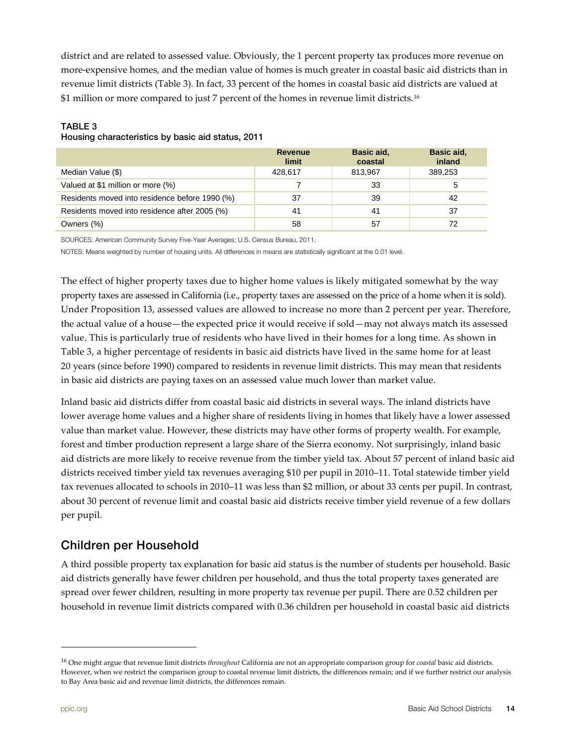district and are related to assessed value. Obviously, the 1 percent property tax produces more revenue on more-expensive homes, and the median value of homes is much greater in coastal basic aid districts than in revenue limit districts (Table 3). In fact, 33 percent of the homes in coastal basic aid districts are valued at $1 million or more compared to just 7 percent of the homes in revenue limit districts.[16]

**TABLE 3**
**Housing characteristics by basic aid status, 2011**

| | Revenue limit | Basic aid, coastal | Basic aid, inland |
|---|---|---|---|
| Median Value ($) | 428,617 | 813,967 | 389,253 |
| Valued at $1 million or more (%) | 7 | 33 | 5 |
| Residents moved into residence before 1990 (%) | 37 | 39 | 42 |
| Residents moved into residence after 2005 (%) | 41 | 41 | 37 |
| Owners (%) | 58 | 57 | 72 |

SOURCES: American Community Survey Five-Year Averages; U.S. Census Bureau, 2011.

NOTES: Means weighted by number of housing units. All differences in means are statistically significant at the 0.01 level.

The effect of higher property taxes due to higher home values is likely mitigated somewhat by the way property taxes are assessed in California (i.e., property taxes are assessed on the price of a home when it is sold). Under Proposition 13, assessed values are allowed to increase no more than 2 percent per year. Therefore, the actual value of a house—the expected price it would receive if sold—may not always match its assessed value. This is particularly true of residents who have lived in their homes for a long time. As shown in Table 3, a higher percentage of residents in basic aid districts have lived in the same home for at least 20 years (since before 1990) compared to residents in revenue limit districts. This may mean that residents in basic aid districts are paying taxes on an assessed value much lower than market value.

Inland basic aid districts differ from coastal basic aid districts in several ways. The inland districts have lower average home values and a higher share of residents living in homes that likely have a lower assessed value than market value. However, these districts may have other forms of property wealth. For example, forest and timber production represent a large share of the Sierra economy. Not surprisingly, inland basic aid districts are more likely to receive revenue from the timber yield tax. About 57 percent of inland basic aid districts received timber yield tax revenues averaging $10 per pupil in 2010–11. Total statewide timber yield tax revenues allocated to schools in 2010–11 was less than $2 million, or about 33 cents per pupil. In contrast, about 30 percent of revenue limit and coastal basic aid districts receive timber yield revenue of a few dollars per pupil.

## Children per Household

A third possible property tax explanation for basic aid status is the number of students per household. Basic aid districts generally have fewer children per household, and thus the total property taxes generated are spread over fewer children, resulting in more property tax revenue per pupil. There are 0.52 children per household in revenue limit districts compared with 0.36 children per household in coastal basic aid districts

[16] One might argue that revenue limit districts *throughout* California are not an appropriate comparison group for *coastal* basic aid districts. However, when we restrict the comparison group to coastal revenue limit districts, the differences remain; and if we further restrict our analysis to Bay Area basic aid and revenue limit districts, the differences remain.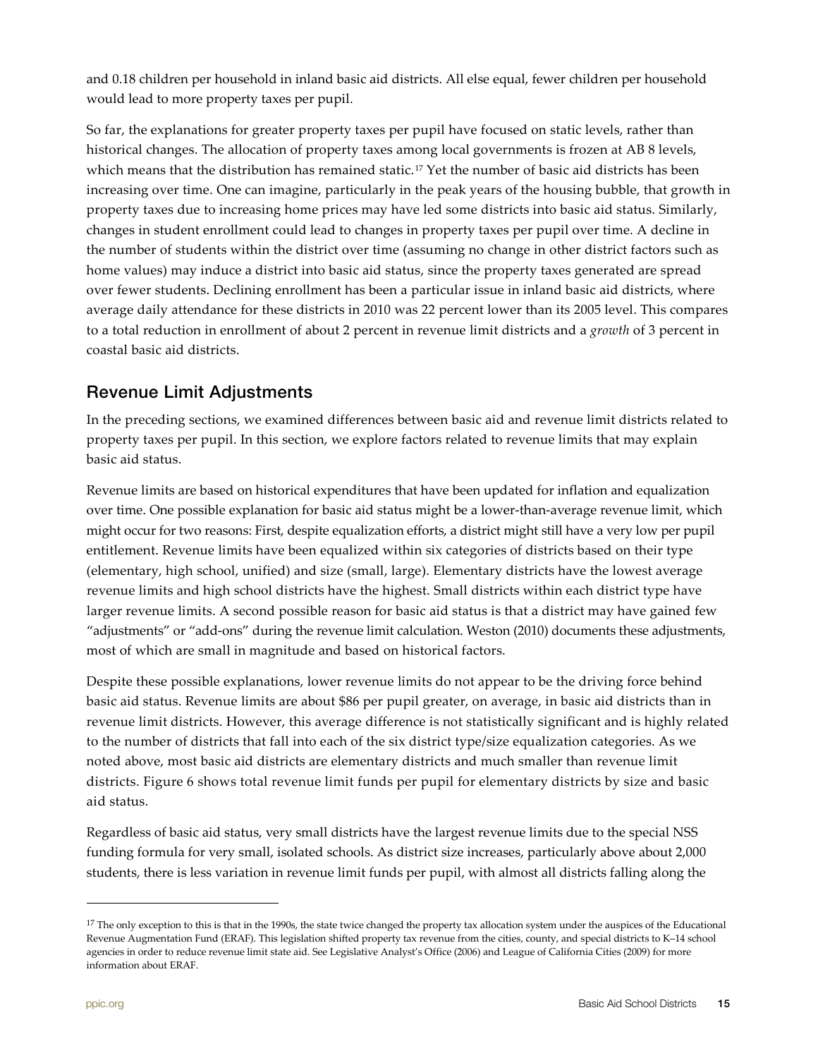and 0.18 children per household in inland basic aid districts. All else equal, fewer children per household would lead to more property taxes per pupil.

So far, the explanations for greater property taxes per pupil have focused on static levels, rather than historical changes. The allocation of property taxes among local governments is frozen at AB 8 levels, which means that the distribution has remained static.[17] Yet the number of basic aid districts has been increasing over time. One can imagine, particularly in the peak years of the housing bubble, that growth in property taxes due to increasing home prices may have led some districts into basic aid status. Similarly, changes in student enrollment could lead to changes in property taxes per pupil over time. A decline in the number of students within the district over time (assuming no change in other district factors such as home values) may induce a district into basic aid status, since the property taxes generated are spread over fewer students. Declining enrollment has been a particular issue in inland basic aid districts, where average daily attendance for these districts in 2010 was 22 percent lower than its 2005 level. This compares to a total reduction in enrollment of about 2 percent in revenue limit districts and a *growth* of 3 percent in coastal basic aid districts.

## Revenue Limit Adjustments

In the preceding sections, we examined differences between basic aid and revenue limit districts related to property taxes per pupil. In this section, we explore factors related to revenue limits that may explain basic aid status.

Revenue limits are based on historical expenditures that have been updated for inflation and equalization over time. One possible explanation for basic aid status might be a lower-than-average revenue limit, which might occur for two reasons: First, despite equalization efforts, a district might still have a very low per pupil entitlement. Revenue limits have been equalized within six categories of districts based on their type (elementary, high school, unified) and size (small, large). Elementary districts have the lowest average revenue limits and high school districts have the highest. Small districts within each district type have larger revenue limits. A second possible reason for basic aid status is that a district may have gained few "adjustments" or "add-ons" during the revenue limit calculation. Weston (2010) documents these adjustments, most of which are small in magnitude and based on historical factors.

Despite these possible explanations, lower revenue limits do not appear to be the driving force behind basic aid status. Revenue limits are about $86 per pupil greater, on average, in basic aid districts than in revenue limit districts. However, this average difference is not statistically significant and is highly related to the number of districts that fall into each of the six district type/size equalization categories. As we noted above, most basic aid districts are elementary districts and much smaller than revenue limit districts. Figure 6 shows total revenue limit funds per pupil for elementary districts by size and basic aid status.

Regardless of basic aid status, very small districts have the largest revenue limits due to the special NSS funding formula for very small, isolated schools. As district size increases, particularly above about 2,000 students, there is less variation in revenue limit funds per pupil, with almost all districts falling along the

---

[17] The only exception to this is that in the 1990s, the state twice changed the property tax allocation system under the auspices of the Educational Revenue Augmentation Fund (ERAF). This legislation shifted property tax revenue from the cities, county, and special districts to K–14 school agencies in order to reduce revenue limit state aid. See Legislative Analyst's Office (2006) and League of California Cities (2009) for more information about ERAF.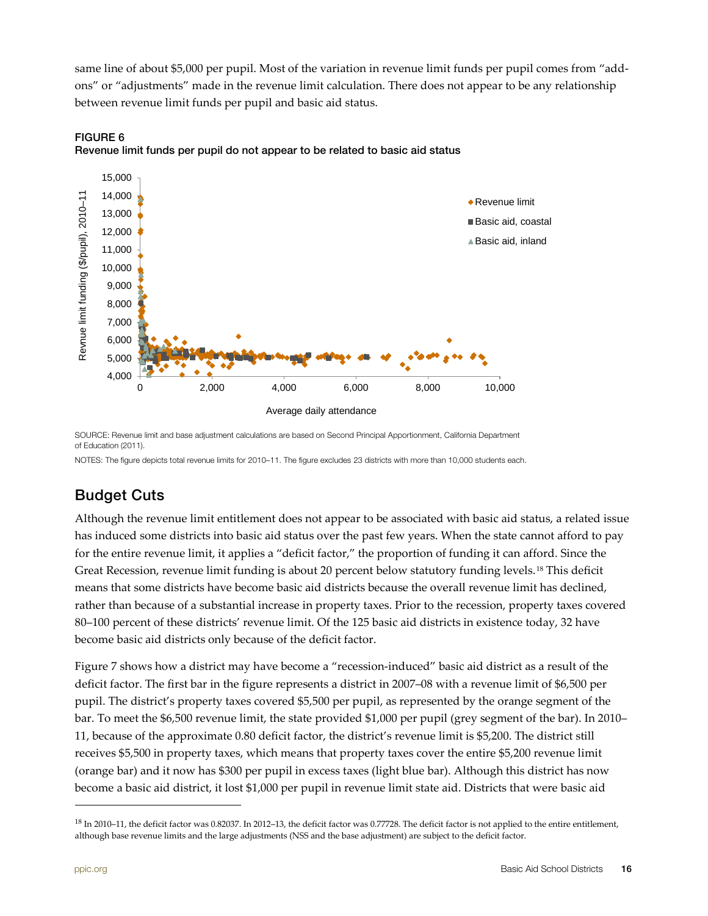same line of about $5,000 per pupil. Most of the variation in revenue limit funds per pupil comes from "add-ons" or "adjustments" made in the revenue limit calculation. There does not appear to be any relationship between revenue limit funds per pupil and basic aid status.

**FIGURE 6**
**Revenue limit funds per pupil do not appear to be related to basic aid status**

SOURCE: Revenue limit and base adjustment calculations are based on Second Principal Apportionment, California Department of Education (2011).

NOTES: The figure depicts total revenue limits for 2010–11. The figure excludes 23 districts with more than 10,000 students each.

## Budget Cuts

Although the revenue limit entitlement does not appear to be associated with basic aid status, a related issue has induced some districts into basic aid status over the past few years. When the state cannot afford to pay for the entire revenue limit, it applies a "deficit factor," the proportion of funding it can afford. Since the Great Recession, revenue limit funding is about 20 percent below statutory funding levels.[18] This deficit means that some districts have become basic aid districts because the overall revenue limit has declined, rather than because of a substantial increase in property taxes. Prior to the recession, property taxes covered 80–100 percent of these districts' revenue limit. Of the 125 basic aid districts in existence today, 32 have become basic aid districts only because of the deficit factor.

Figure 7 shows how a district may have become a "recession-induced" basic aid district as a result of the deficit factor. The first bar in the figure represents a district in 2007–08 with a revenue limit of $6,500 per pupil. The district's property taxes covered $5,500 per pupil, as represented by the orange segment of the bar. To meet the $6,500 revenue limit, the state provided $1,000 per pupil (grey segment of the bar). In 2010–11, because of the approximate 0.80 deficit factor, the district's revenue limit is $5,200. The district still receives $5,500 in property taxes, which means that property taxes cover the entire $5,200 revenue limit (orange bar) and it now has $300 per pupil in excess taxes (light blue bar). Although this district has now become a basic aid district, it lost $1,000 per pupil in revenue limit state aid. Districts that were basic aid

[18] In 2010–11, the deficit factor was 0.82037. In 2012–13, the deficit factor was 0.77728. The deficit factor is not applied to the entire entitlement, although base revenue limits and the large adjustments (NSS and the base adjustment) are subject to the deficit factor.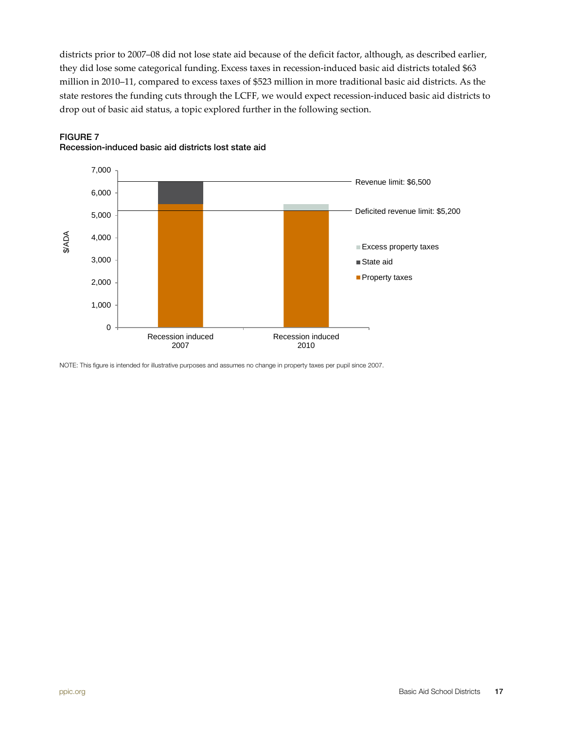districts prior to 2007–08 did not lose state aid because of the deficit factor, although, as described earlier, they did lose some categorical funding. Excess taxes in recession-induced basic aid districts totaled $63 million in 2010–11, compared to excess taxes of $523 million in more traditional basic aid districts. As the state restores the funding cuts through the LCFF, we would expect recession-induced basic aid districts to drop out of basic aid status, a topic explored further in the following section.

**FIGURE 7**
**Recession-induced basic aid districts lost state aid**

NOTE: This figure is intended for illustrative purposes and assumes no change in property taxes per pupil since 2007.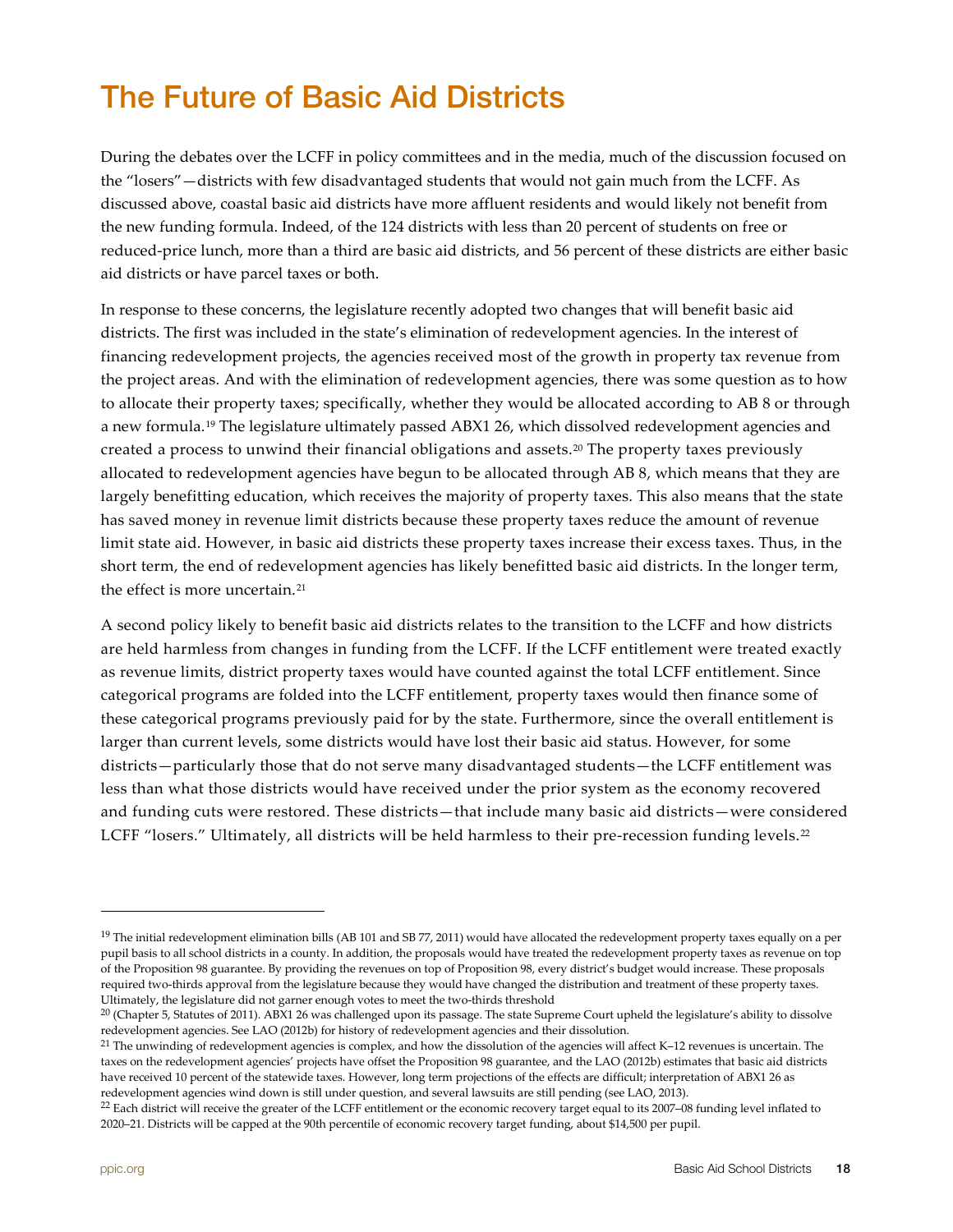# The Future of Basic Aid Districts

During the debates over the LCFF in policy committees and in the media, much of the discussion focused on the "losers"—districts with few disadvantaged students that would not gain much from the LCFF. As discussed above, coastal basic aid districts have more affluent residents and would likely not benefit from the new funding formula. Indeed, of the 124 districts with less than 20 percent of students on free or reduced-price lunch, more than a third are basic aid districts, and 56 percent of these districts are either basic aid districts or have parcel taxes or both.

In response to these concerns, the legislature recently adopted two changes that will benefit basic aid districts. The first was included in the state's elimination of redevelopment agencies. In the interest of financing redevelopment projects, the agencies received most of the growth in property tax revenue from the project areas. And with the elimination of redevelopment agencies, there was some question as to how to allocate their property taxes; specifically, whether they would be allocated according to AB 8 or through a new formula.[19] The legislature ultimately passed ABX1 26, which dissolved redevelopment agencies and created a process to unwind their financial obligations and assets.[20] The property taxes previously allocated to redevelopment agencies have begun to be allocated through AB 8, which means that they are largely benefitting education, which receives the majority of property taxes. This also means that the state has saved money in revenue limit districts because these property taxes reduce the amount of revenue limit state aid. However, in basic aid districts these property taxes increase their excess taxes. Thus, in the short term, the end of redevelopment agencies has likely benefitted basic aid districts. In the longer term, the effect is more uncertain.[21]

A second policy likely to benefit basic aid districts relates to the transition to the LCFF and how districts are held harmless from changes in funding from the LCFF. If the LCFF entitlement were treated exactly as revenue limits, district property taxes would have counted against the total LCFF entitlement. Since categorical programs are folded into the LCFF entitlement, property taxes would then finance some of these categorical programs previously paid for by the state. Furthermore, since the overall entitlement is larger than current levels, some districts would have lost their basic aid status. However, for some districts—particularly those that do not serve many disadvantaged students—the LCFF entitlement was less than what those districts would have received under the prior system as the economy recovered and funding cuts were restored. These districts—that include many basic aid districts—were considered LCFF "losers." Ultimately, all districts will be held harmless to their pre-recession funding levels.[22]

---

[19] The initial redevelopment elimination bills (AB 101 and SB 77, 2011) would have allocated the redevelopment property taxes equally on a per pupil basis to all school districts in a county. In addition, the proposals would have treated the redevelopment property taxes as revenue on top of the Proposition 98 guarantee. By providing the revenues on top of Proposition 98, every district's budget would increase. These proposals required two-thirds approval from the legislature because they would have changed the distribution and treatment of these property taxes. Ultimately, the legislature did not garner enough votes to meet the two-thirds threshold

[20] (Chapter 5, Statutes of 2011). ABX1 26 was challenged upon its passage. The state Supreme Court upheld the legislature's ability to dissolve redevelopment agencies. See LAO (2012b) for history of redevelopment agencies and their dissolution.

[21] The unwinding of redevelopment agencies is complex, and how the dissolution of the agencies will affect K–12 revenues is uncertain. The taxes on the redevelopment agencies' projects have offset the Proposition 98 guarantee, and the LAO (2012b) estimates that basic aid districts have received 10 percent of the statewide taxes. However, long term projections of the effects are difficult; interpretation of ABX1 26 as redevelopment agencies wind down is still under question, and several lawsuits are still pending (see LAO, 2013).

[22] Each district will receive the greater of the LCFF entitlement or the economic recovery target equal to its 2007–08 funding level inflated to 2020–21. Districts will be capped at the 90th percentile of economic recovery target funding, about $14,500 per pupil.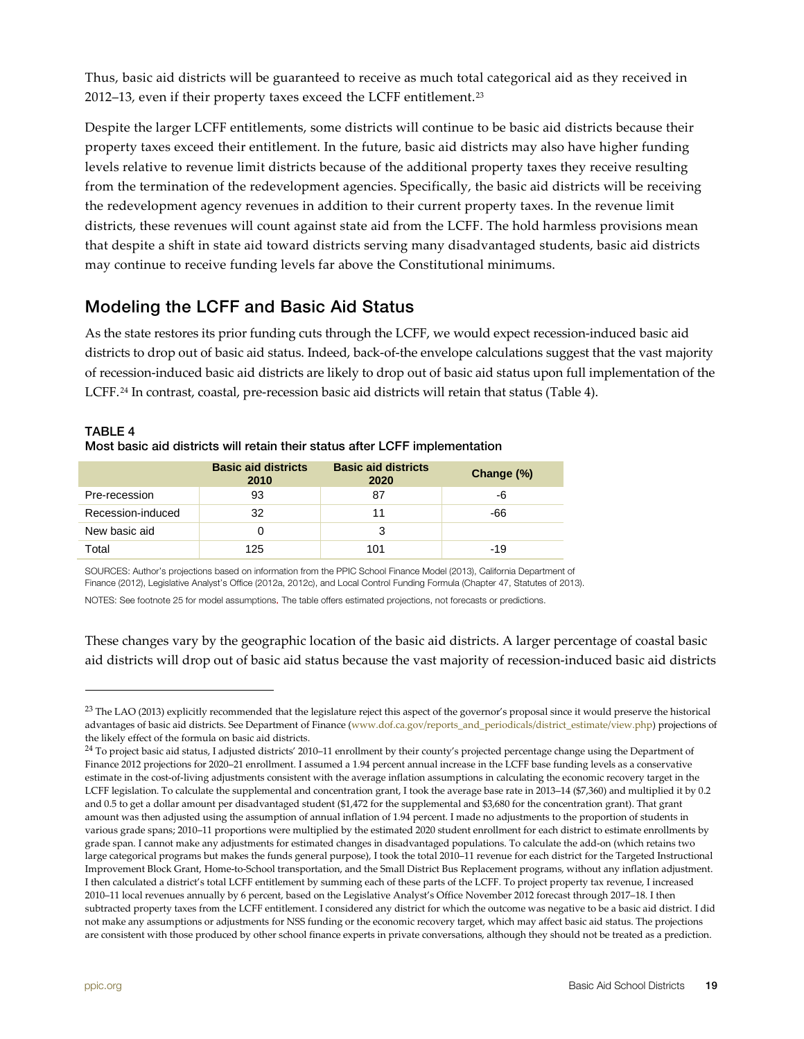Thus, basic aid districts will be guaranteed to receive as much total categorical aid as they received in 2012–13, even if their property taxes exceed the LCFF entitlement.[23]

Despite the larger LCFF entitlements, some districts will continue to be basic aid districts because their property taxes exceed their entitlement. In the future, basic aid districts may also have higher funding levels relative to revenue limit districts because of the additional property taxes they receive resulting from the termination of the redevelopment agencies. Specifically, the basic aid districts will be receiving the redevelopment agency revenues in addition to their current property taxes. In the revenue limit districts, these revenues will count against state aid from the LCFF. The hold harmless provisions mean that despite a shift in state aid toward districts serving many disadvantaged students, basic aid districts may continue to receive funding levels far above the Constitutional minimums.

## Modeling the LCFF and Basic Aid Status

As the state restores its prior funding cuts through the LCFF, we would expect recession-induced basic aid districts to drop out of basic aid status. Indeed, back-of-the envelope calculations suggest that the vast majority of recession-induced basic aid districts are likely to drop out of basic aid status upon full implementation of the LCFF.[24] In contrast, coastal, pre-recession basic aid districts will retain that status (Table 4).

**TABLE 4**
**Most basic aid districts will retain their status after LCFF implementation**

| | Basic aid districts 2010 | Basic aid districts 2020 | Change (%) |
|---|---|---|---|
| Pre-recession | 93 | 87 | -6 |
| Recession-induced | 32 | 11 | -66 |
| New basic aid | 0 | 3 | |
| Total | 125 | 101 | -19 |

SOURCES: Author's projections based on information from the PPIC School Finance Model (2013), California Department of Finance (2012), Legislative Analyst's Office (2012a, 2012c), and Local Control Funding Formula (Chapter 47, Statutes of 2013).

NOTES: See footnote 25 for model assumptions. The table offers estimated projections, not forecasts or predictions.

These changes vary by the geographic location of the basic aid districts. A larger percentage of coastal basic aid districts will drop out of basic aid status because the vast majority of recession-induced basic aid districts

---

[23] The LAO (2013) explicitly recommended that the legislature reject this aspect of the governor's proposal since it would preserve the historical advantages of basic aid districts. See Department of Finance (www.dof.ca.gov/reports_and_periodicals/district_estimate/view.php) projections of the likely effect of the formula on basic aid districts.

[24] To project basic aid status, I adjusted districts' 2010–11 enrollment by their county's projected percentage change using the Department of Finance 2012 projections for 2020–21 enrollment. I assumed a 1.94 percent annual increase in the LCFF base funding levels as a conservative estimate in the cost-of-living adjustments consistent with the average inflation assumptions in calculating the economic recovery target in the LCFF legislation. To calculate the supplemental and concentration grant, I took the average base rate in 2013–14 ($7,360) and multiplied it by 0.2 and 0.5 to get a dollar amount per disadvantaged student ($1,472 for the supplemental and $3,680 for the concentration grant). That grant amount was then adjusted using the assumption of annual inflation of 1.94 percent. I made no adjustments to the proportion of students in various grade spans; 2010–11 proportions were multiplied by the estimated 2020 student enrollment for each district to estimate enrollments by grade span. I cannot make any adjustments for estimated changes in disadvantaged populations. To calculate the add-on (which retains two large categorical programs but makes the funds general purpose), I took the total 2010–11 revenue for each district for the Targeted Instructional Improvement Block Grant, Home-to-School transportation, and the Small District Bus Replacement programs, without any inflation adjustment. I then calculated a district's total LCFF entitlement by summing each of these parts of the LCFF. To project property tax revenue, I increased 2010–11 local revenues annually by 6 percent, based on the Legislative Analyst's Office November 2012 forecast through 2017–18. I then subtracted property taxes from the LCFF entitlement. I considered any district for which the outcome was negative to be a basic aid district. I did not make any assumptions or adjustments for NSS funding or the economic recovery target, which may affect basic aid status. The projections are consistent with those produced by other school finance experts in private conversations, although they should not be treated as a prediction.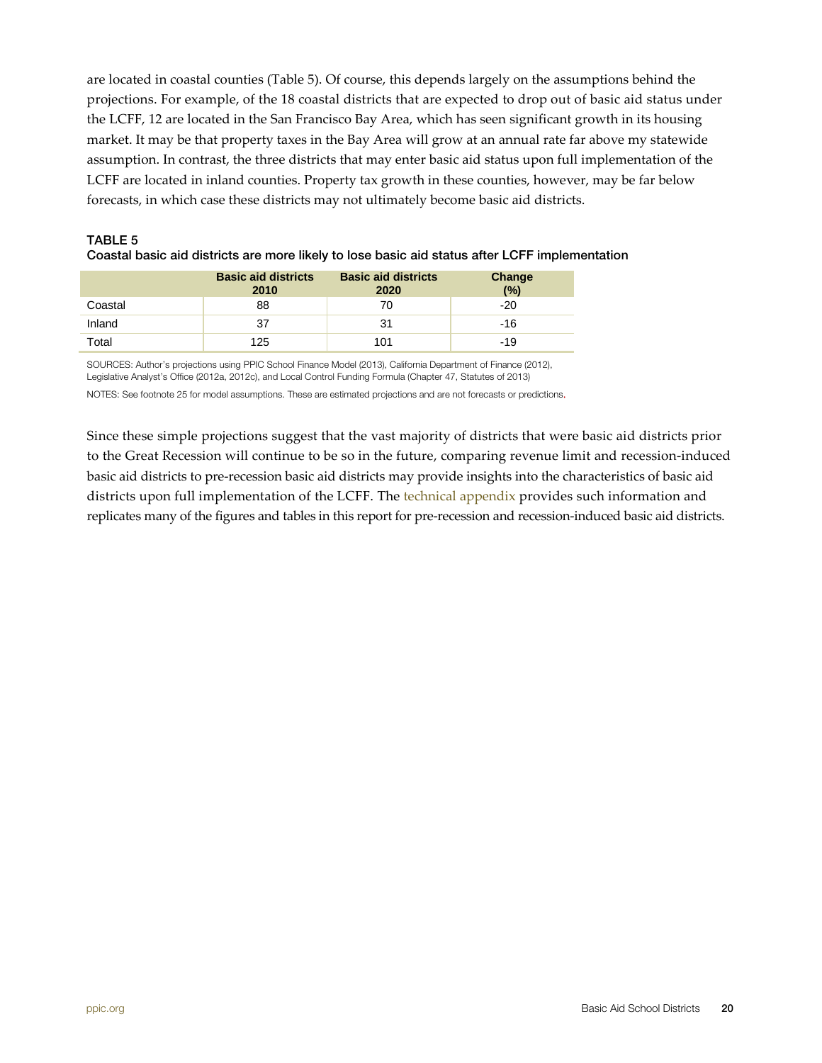are located in coastal counties (Table 5). Of course, this depends largely on the assumptions behind the projections. For example, of the 18 coastal districts that are expected to drop out of basic aid status under the LCFF, 12 are located in the San Francisco Bay Area, which has seen significant growth in its housing market. It may be that property taxes in the Bay Area will grow at an annual rate far above my statewide assumption. In contrast, the three districts that may enter basic aid status upon full implementation of the LCFF are located in inland counties. Property tax growth in these counties, however, may be far below forecasts, in which case these districts may not ultimately become basic aid districts.

**TABLE 5**

**Coastal basic aid districts are more likely to lose basic aid status after LCFF implementation**

| | Basic aid districts 2010 | Basic aid districts 2020 | Change (%) |
|---|---|---|---|
| Coastal | 88 | 70 | -20 |
| Inland | 37 | 31 | -16 |
| Total | 125 | 101 | -19 |

SOURCES: Author's projections using PPIC School Finance Model (2013), California Department of Finance (2012), Legislative Analyst's Office (2012a, 2012c), and Local Control Funding Formula (Chapter 47, Statutes of 2013)

NOTES: See footnote 25 for model assumptions. These are estimated projections and are not forecasts or predictions.

Since these simple projections suggest that the vast majority of districts that were basic aid districts prior to the Great Recession will continue to be so in the future, comparing revenue limit and recession-induced basic aid districts to pre-recession basic aid districts may provide insights into the characteristics of basic aid districts upon full implementation of the LCFF. The technical appendix provides such information and replicates many of the figures and tables in this report for pre-recession and recession-induced basic aid districts.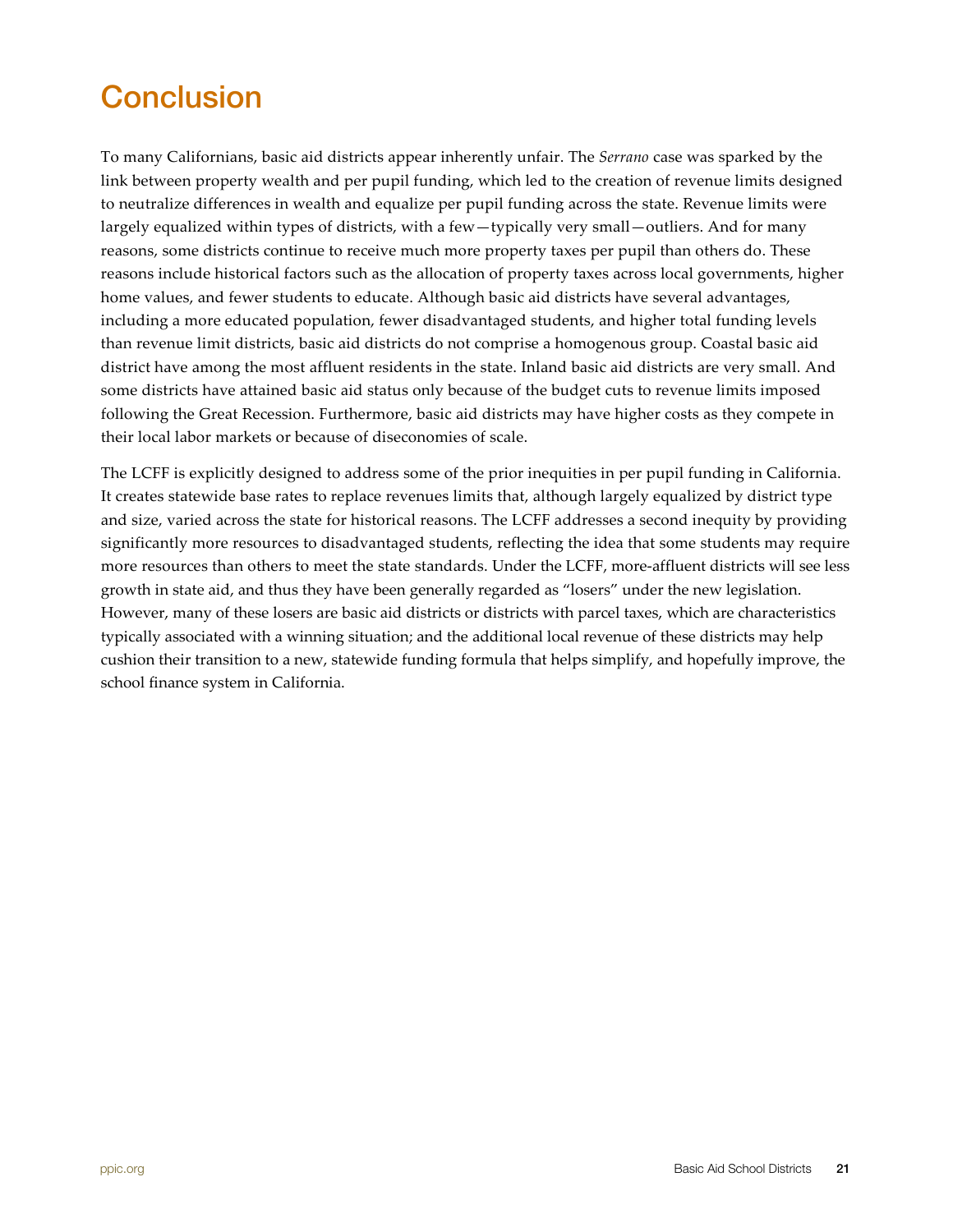# Conclusion

To many Californians, basic aid districts appear inherently unfair. The *Serrano* case was sparked by the link between property wealth and per pupil funding, which led to the creation of revenue limits designed to neutralize differences in wealth and equalize per pupil funding across the state. Revenue limits were largely equalized within types of districts, with a few—typically very small—outliers. And for many reasons, some districts continue to receive much more property taxes per pupil than others do. These reasons include historical factors such as the allocation of property taxes across local governments, higher home values, and fewer students to educate. Although basic aid districts have several advantages, including a more educated population, fewer disadvantaged students, and higher total funding levels than revenue limit districts, basic aid districts do not comprise a homogenous group. Coastal basic aid district have among the most affluent residents in the state. Inland basic aid districts are very small. And some districts have attained basic aid status only because of the budget cuts to revenue limits imposed following the Great Recession. Furthermore, basic aid districts may have higher costs as they compete in their local labor markets or because of diseconomies of scale.

The LCFF is explicitly designed to address some of the prior inequities in per pupil funding in California. It creates statewide base rates to replace revenues limits that, although largely equalized by district type and size, varied across the state for historical reasons. The LCFF addresses a second inequity by providing significantly more resources to disadvantaged students, reflecting the idea that some students may require more resources than others to meet the state standards. Under the LCFF, more-affluent districts will see less growth in state aid, and thus they have been generally regarded as "losers" under the new legislation. However, many of these losers are basic aid districts or districts with parcel taxes, which are characteristics typically associated with a winning situation; and the additional local revenue of these districts may help cushion their transition to a new, statewide funding formula that helps simplify, and hopefully improve, the school finance system in California.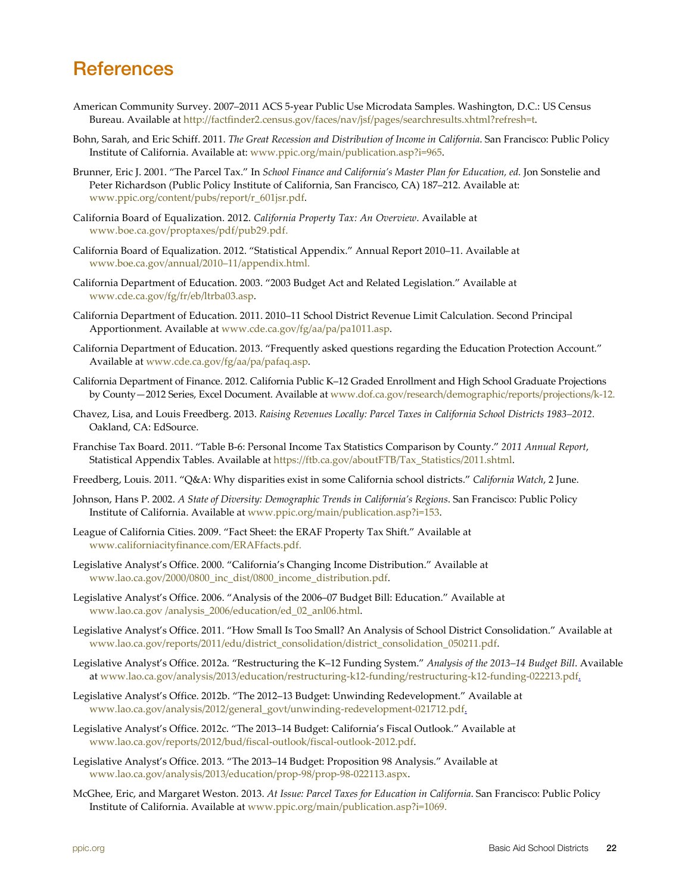# References

American Community Survey. 2007–2011 ACS 5-year Public Use Microdata Samples. Washington, D.C.: US Census Bureau. Available at http://factfinder2.census.gov/faces/nav/jsf/pages/searchresults.xhtml?refresh=t.

Bohn, Sarah, and Eric Schiff. 2011. *The Great Recession and Distribution of Income in California*. San Francisco: Public Policy Institute of California. Available at: www.ppic.org/main/publication.asp?i=965.

Brunner, Eric J. 2001. "The Parcel Tax." In *School Finance and California's Master Plan for Education, ed.* Jon Sonstelie and Peter Richardson (Public Policy Institute of California, San Francisco, CA) 187–212. Available at: www.ppic.org/content/pubs/report/r_601jsr.pdf.

California Board of Equalization. 2012. *California Property Tax: An Overview*. Available at www.boe.ca.gov/proptaxes/pdf/pub29.pdf.

California Board of Equalization. 2012. "Statistical Appendix." Annual Report 2010–11. Available at www.boe.ca.gov/annual/2010–11/appendix.html.

California Department of Education. 2003. "2003 Budget Act and Related Legislation." Available at www.cde.ca.gov/fg/fr/eb/ltrba03.asp.

California Department of Education. 2011. 2010–11 School District Revenue Limit Calculation. Second Principal Apportionment. Available at www.cde.ca.gov/fg/aa/pa/pa1011.asp.

California Department of Education. 2013. "Frequently asked questions regarding the Education Protection Account." Available at www.cde.ca.gov/fg/aa/pa/pafaq.asp.

California Department of Finance. 2012. California Public K–12 Graded Enrollment and High School Graduate Projections by County—2012 Series, Excel Document. Available at www.dof.ca.gov/research/demographic/reports/projections/k-12.

Chavez, Lisa, and Louis Freedberg. 2013. *Raising Revenues Locally: Parcel Taxes in California School Districts 1983–2012.* Oakland, CA: EdSource.

Franchise Tax Board. 2011. "Table B-6: Personal Income Tax Statistics Comparison by County." *2011 Annual Report*, Statistical Appendix Tables. Available at https://ftb.ca.gov/aboutFTB/Tax_Statistics/2011.shtml.

Freedberg, Louis. 2011. "Q&A: Why disparities exist in some California school districts." *California Watch*, 2 June.

Johnson, Hans P. 2002. *A State of Diversity: Demographic Trends in California's Regions*. San Francisco: Public Policy Institute of California. Available at www.ppic.org/main/publication.asp?i=153.

League of California Cities. 2009. "Fact Sheet: the ERAF Property Tax Shift." Available at www.californiacityfinance.com/ERAFfacts.pdf.

Legislative Analyst's Office. 2000. "California's Changing Income Distribution." Available at www.lao.ca.gov/2000/0800_inc_dist/0800_income_distribution.pdf.

Legislative Analyst's Office. 2006. "Analysis of the 2006–07 Budget Bill: Education." Available at www.lao.ca.gov /analysis_2006/education/ed_02_anl06.html.

Legislative Analyst's Office. 2011. "How Small Is Too Small? An Analysis of School District Consolidation." Available at www.lao.ca.gov/reports/2011/edu/district_consolidation/district_consolidation_050211.pdf.

Legislative Analyst's Office. 2012a. "Restructuring the K–12 Funding System." *Analysis of the 2013–14 Budget Bill*. Available at www.lao.ca.gov/analysis/2013/education/restructuring-k12-funding/restructuring-k12-funding-022213.pdf.

Legislative Analyst's Office. 2012b. "The 2012–13 Budget: Unwinding Redevelopment." Available at www.lao.ca.gov/analysis/2012/general_govt/unwinding-redevelopment-021712.pdf.

Legislative Analyst's Office. 2012c. "The 2013–14 Budget: California's Fiscal Outlook." Available at www.lao.ca.gov/reports/2012/bud/fiscal-outlook/fiscal-outlook-2012.pdf.

Legislative Analyst's Office. 2013. "The 2013–14 Budget: Proposition 98 Analysis." Available at www.lao.ca.gov/analysis/2013/education/prop-98/prop-98-022113.aspx.

McGhee, Eric, and Margaret Weston. 2013. *At Issue: Parcel Taxes for Education in California*. San Francisco: Public Policy Institute of California. Available at www.ppic.org/main/publication.asp?i=1069.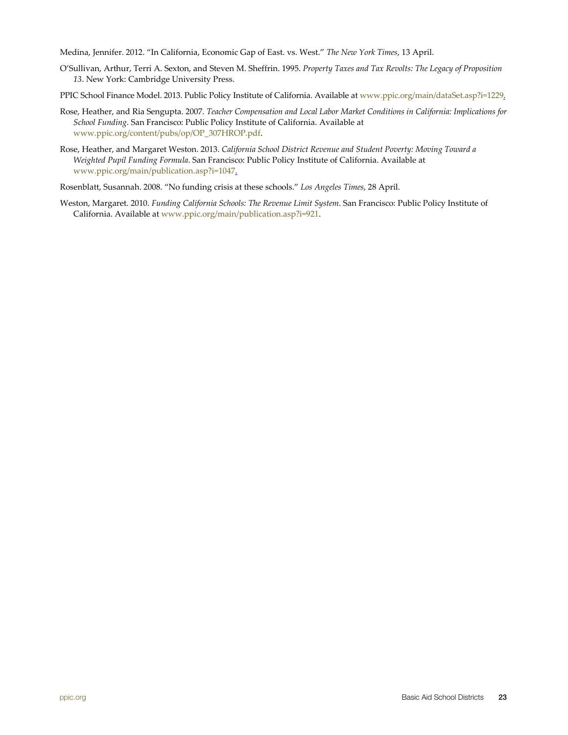Medina, Jennifer. 2012. "In California, Economic Gap of East. vs. West." *The New York Times*, 13 April.

O'Sullivan, Arthur, Terri A. Sexton, and Steven M. Sheffrin. 1995. *Property Taxes and Tax Revolts: The Legacy of Proposition 13*. New York: Cambridge University Press.

PPIC School Finance Model. 2013. Public Policy Institute of California. Available at www.ppic.org/main/dataSet.asp?i=1229.

Rose, Heather, and Ria Sengupta. 2007. *Teacher Compensation and Local Labor Market Conditions in California: Implications for School Funding*. San Francisco: Public Policy Institute of California. Available at www.ppic.org/content/pubs/op/OP_307HROP.pdf.

Rose, Heather, and Margaret Weston. 2013. *California School District Revenue and Student Poverty: Moving Toward a Weighted Pupil Funding Formula*. San Francisco: Public Policy Institute of California. Available at www.ppic.org/main/publication.asp?i=1047.

Rosenblatt, Susannah. 2008. "No funding crisis at these schools." *Los Angeles Times*, 28 April.

Weston, Margaret. 2010. *Funding California Schools: The Revenue Limit System*. San Francisco: Public Policy Institute of California. Available at www.ppic.org/main/publication.asp?i=921.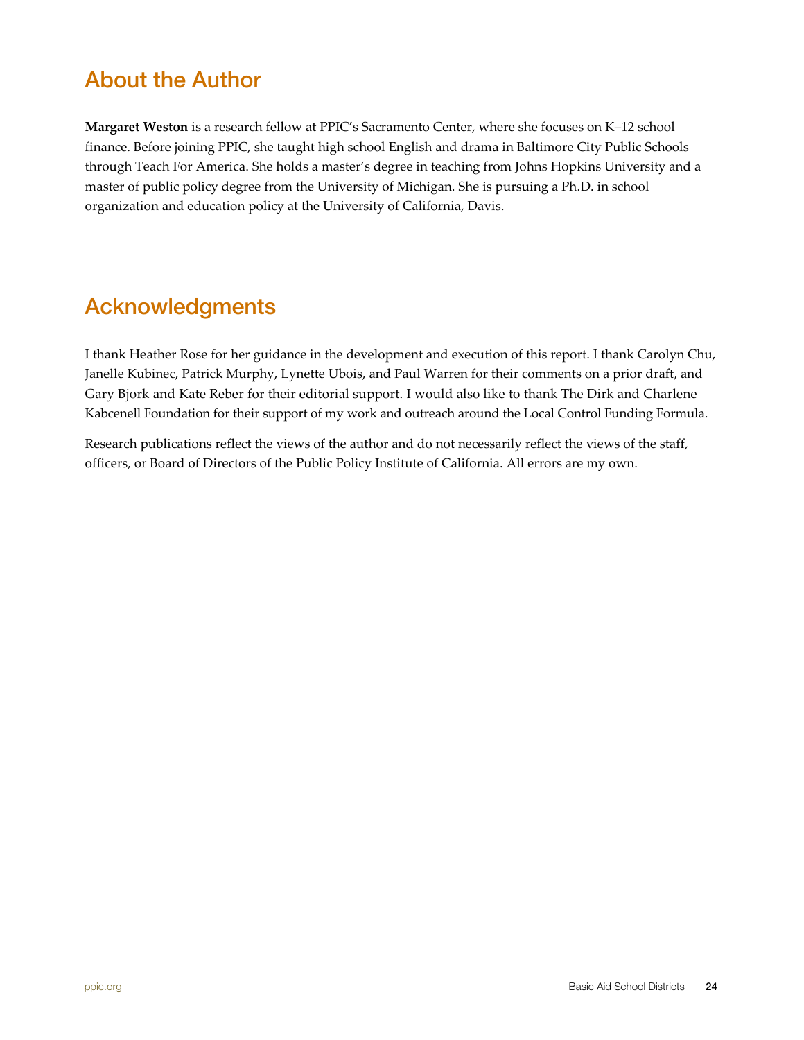## About the Author

**Margaret Weston** is a research fellow at PPIC's Sacramento Center, where she focuses on K–12 school finance. Before joining PPIC, she taught high school English and drama in Baltimore City Public Schools through Teach For America. She holds a master's degree in teaching from Johns Hopkins University and a master of public policy degree from the University of Michigan. She is pursuing a Ph.D. in school organization and education policy at the University of California, Davis.

## Acknowledgments

I thank Heather Rose for her guidance in the development and execution of this report. I thank Carolyn Chu, Janelle Kubinec, Patrick Murphy, Lynette Ubois, and Paul Warren for their comments on a prior draft, and Gary Bjork and Kate Reber for their editorial support. I would also like to thank The Dirk and Charlene Kabcenell Foundation for their support of my work and outreach around the Local Control Funding Formula.

Research publications reflect the views of the author and do not necessarily reflect the views of the staff, officers, or Board of Directors of the Public Policy Institute of California. All errors are my own.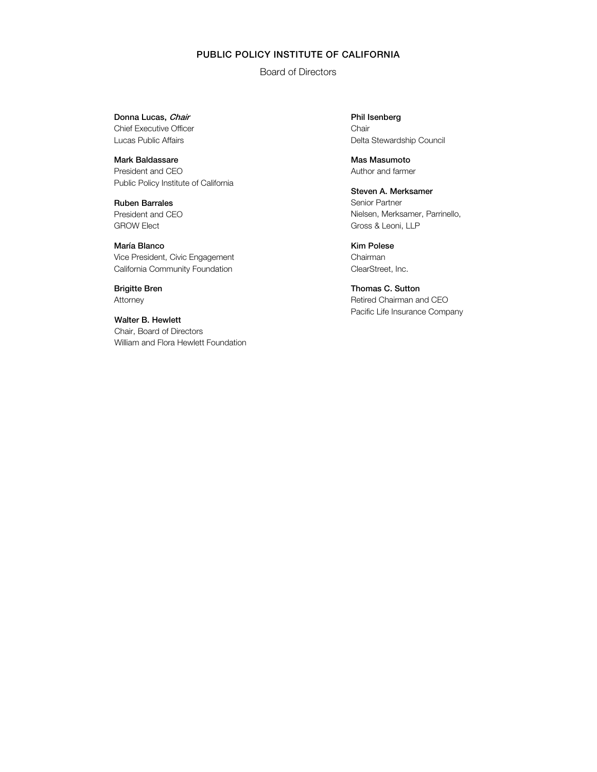## PUBLIC POLICY INSTITUTE OF CALIFORNIA

Board of Directors

**Donna Lucas,** ***Chair***
Chief Executive Officer
Lucas Public Affairs

**Mark Baldassare**
President and CEO
Public Policy Institute of California

**Ruben Barrales**
President and CEO
GROW Elect

**María Blanco**
Vice President, Civic Engagement
California Community Foundation

**Brigitte Bren**
Attorney

**Walter B. Hewlett**
Chair, Board of Directors
William and Flora Hewlett Foundation

**Phil Isenberg**
Chair
Delta Stewardship Council

**Mas Masumoto**
Author and farmer

**Steven A. Merksamer**
Senior Partner
Nielsen, Merksamer, Parrinello, Gross & Leoni, LLP

**Kim Polese**
Chairman
ClearStreet, Inc.

**Thomas C. Sutton**
Retired Chairman and CEO
Pacific Life Insurance Company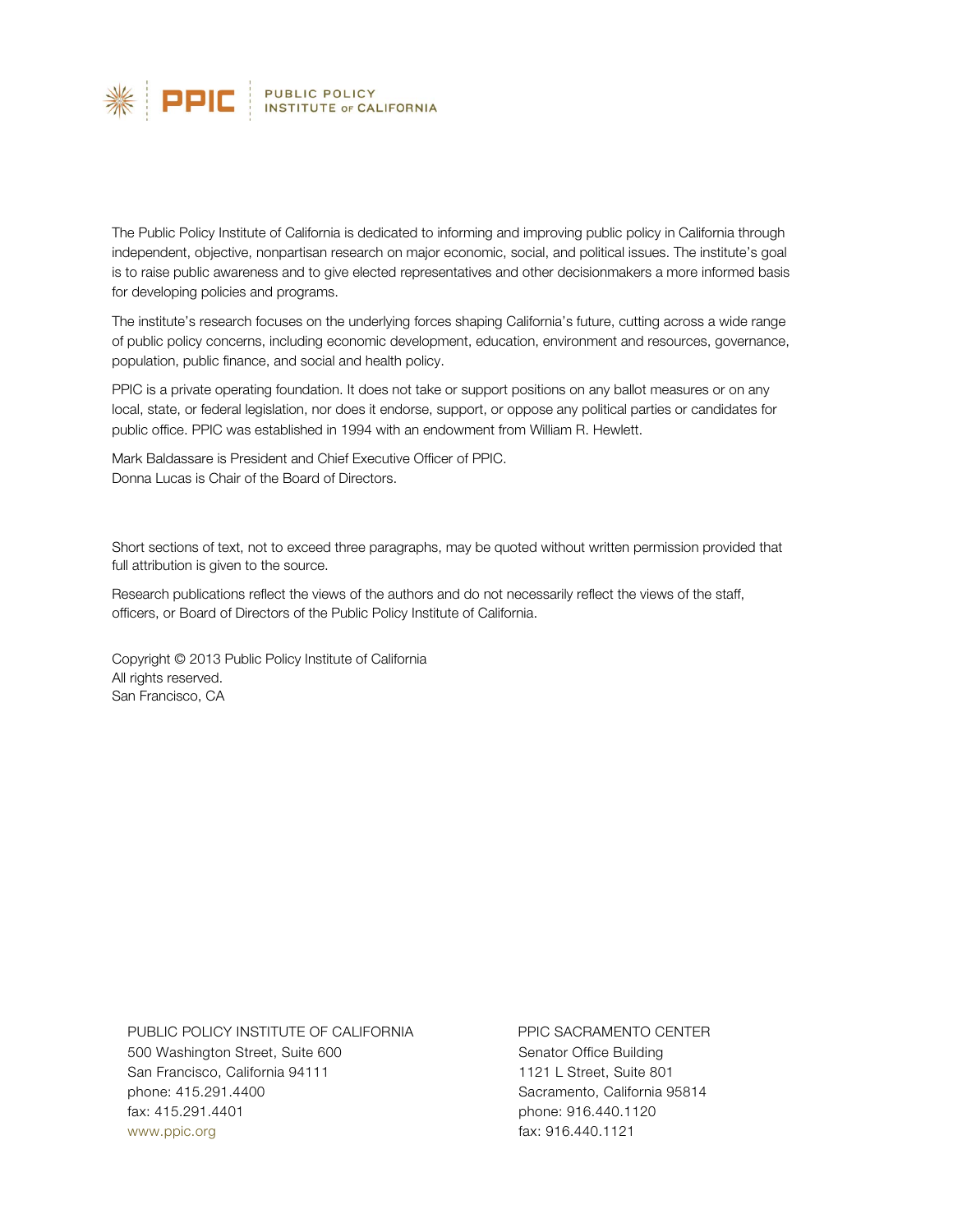PPIC | PUBLIC POLICY INSTITUTE OF CALIFORNIA

The Public Policy Institute of California is dedicated to informing and improving public policy in California through independent, objective, nonpartisan research on major economic, social, and political issues. The institute's goal is to raise public awareness and to give elected representatives and other decisionmakers a more informed basis for developing policies and programs.

The institute's research focuses on the underlying forces shaping California's future, cutting across a wide range of public policy concerns, including economic development, education, environment and resources, governance, population, public finance, and social and health policy.

PPIC is a private operating foundation. It does not take or support positions on any ballot measures or on any local, state, or federal legislation, nor does it endorse, support, or oppose any political parties or candidates for public office. PPIC was established in 1994 with an endowment from William R. Hewlett.

Mark Baldassare is President and Chief Executive Officer of PPIC.
Donna Lucas is Chair of the Board of Directors.

Short sections of text, not to exceed three paragraphs, may be quoted without written permission provided that full attribution is given to the source.

Research publications reflect the views of the authors and do not necessarily reflect the views of the staff, officers, or Board of Directors of the Public Policy Institute of California.

Copyright © 2013 Public Policy Institute of California
All rights reserved.
San Francisco, CA

PUBLIC POLICY INSTITUTE OF CALIFORNIA
500 Washington Street, Suite 600
San Francisco, California 94111
phone: 415.291.4400
fax: 415.291.4401
www.ppic.org

PPIC SACRAMENTO CENTER
Senator Office Building
1121 L Street, Suite 801
Sacramento, California 95814
phone: 916.440.1120
fax: 916.440.1121